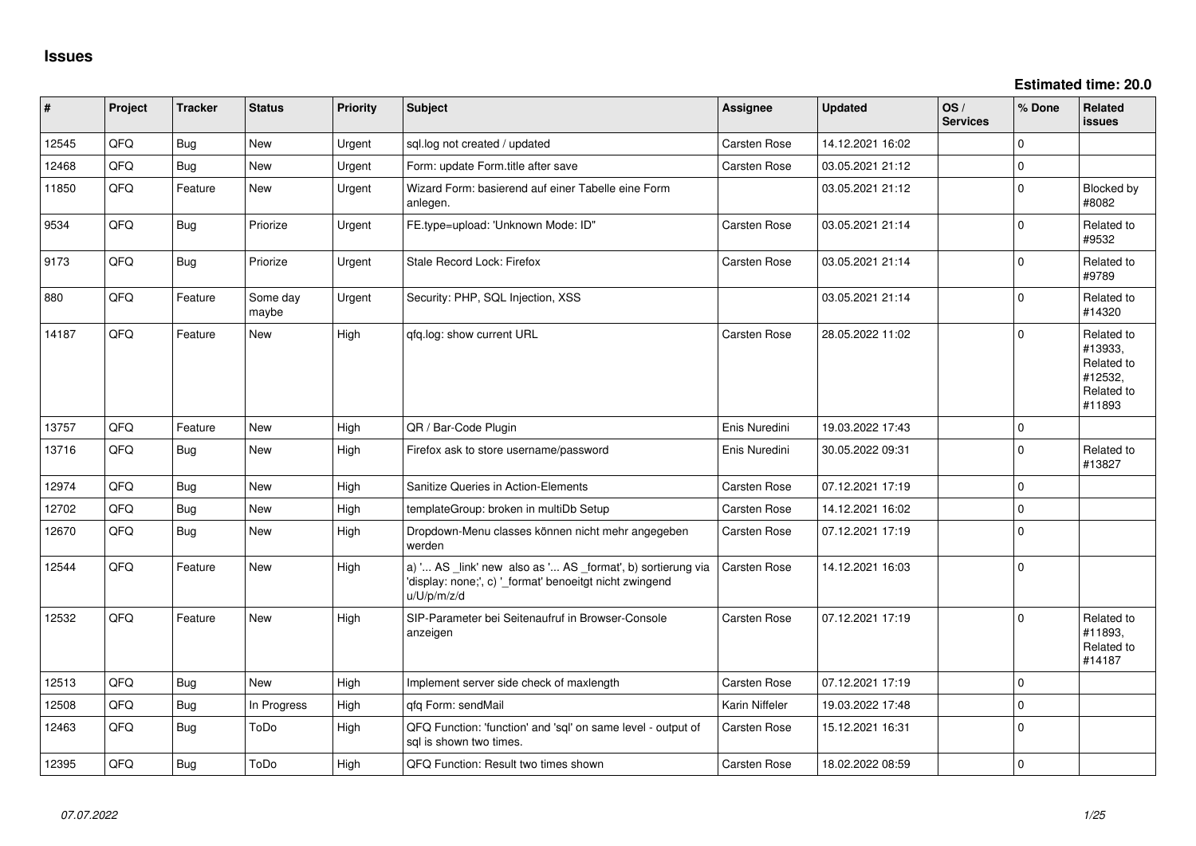# Issues

**Estimated time: 20.0**

| # | Project | Tracker | Status | Priority | Subject | Assignee | Updated | OS / Services | % Done | Related issues |
|---|---|---|---|---|---|---|---|---|---|---|
| 12545 | QFQ | Bug | New | Urgent | sql.log not created / updated | Carsten Rose | 14.12.2021 16:02 | | 0 | |
| 12468 | QFQ | Bug | New | Urgent | Form: update Form.title after save | Carsten Rose | 03.05.2021 21:12 | | 0 | |
| 11850 | QFQ | Feature | New | Urgent | Wizard Form: basierend auf einer Tabelle eine Form anlegen. | | 03.05.2021 21:12 | | 0 | Blocked by #8082 |
| 9534 | QFQ | Bug | Priorize | Urgent | FE.type=upload: 'Unknown Mode: ID" | Carsten Rose | 03.05.2021 21:14 | | 0 | Related to #9532 |
| 9173 | QFQ | Bug | Priorize | Urgent | Stale Record Lock: Firefox | Carsten Rose | 03.05.2021 21:14 | | 0 | Related to #9789 |
| 880 | QFQ | Feature | Some day maybe | Urgent | Security: PHP, SQL Injection, XSS | | 03.05.2021 21:14 | | 0 | Related to #14320 |
| 14187 | QFQ | Feature | New | High | qfq.log: show current URL | Carsten Rose | 28.05.2022 11:02 | | 0 | Related to #13933, Related to #12532, Related to #11893 |
| 13757 | QFQ | Feature | New | High | QR / Bar-Code Plugin | Enis Nuredini | 19.03.2022 17:43 | | 0 | |
| 13716 | QFQ | Bug | New | High | Firefox ask to store username/password | Enis Nuredini | 30.05.2022 09:31 | | 0 | Related to #13827 |
| 12974 | QFQ | Bug | New | High | Sanitize Queries in Action-Elements | Carsten Rose | 07.12.2021 17:19 | | 0 | |
| 12702 | QFQ | Bug | New | High | templateGroup: broken in multiDb Setup | Carsten Rose | 14.12.2021 16:02 | | 0 | |
| 12670 | QFQ | Bug | New | High | Dropdown-Menu classes können nicht mehr angegeben werden | Carsten Rose | 07.12.2021 17:19 | | 0 | |
| 12544 | QFQ | Feature | New | High | a) '... AS _link' new also as '... AS _format', b) sortierung via 'display: none;', c) '_format' benoeitgt nicht zwingend u/U/p/m/z/d | Carsten Rose | 14.12.2021 16:03 | | 0 | |
| 12532 | QFQ | Feature | New | High | SIP-Parameter bei Seitenaufruf in Browser-Console anzeigen | Carsten Rose | 07.12.2021 17:19 | | 0 | Related to #11893, Related to #14187 |
| 12513 | QFQ | Bug | New | High | Implement server side check of maxlength | Carsten Rose | 07.12.2021 17:19 | | 0 | |
| 12508 | QFQ | Bug | In Progress | High | qfq Form: sendMail | Karin Niffeler | 19.03.2022 17:48 | | 0 | |
| 12463 | QFQ | Bug | ToDo | High | QFQ Function: 'function' and 'sql' on same level - output of sql is shown two times. | Carsten Rose | 15.12.2021 16:31 | | 0 | |
| 12395 | QFQ | Bug | ToDo | High | QFQ Function: Result two times shown | Carsten Rose | 18.02.2022 08:59 | | 0 | |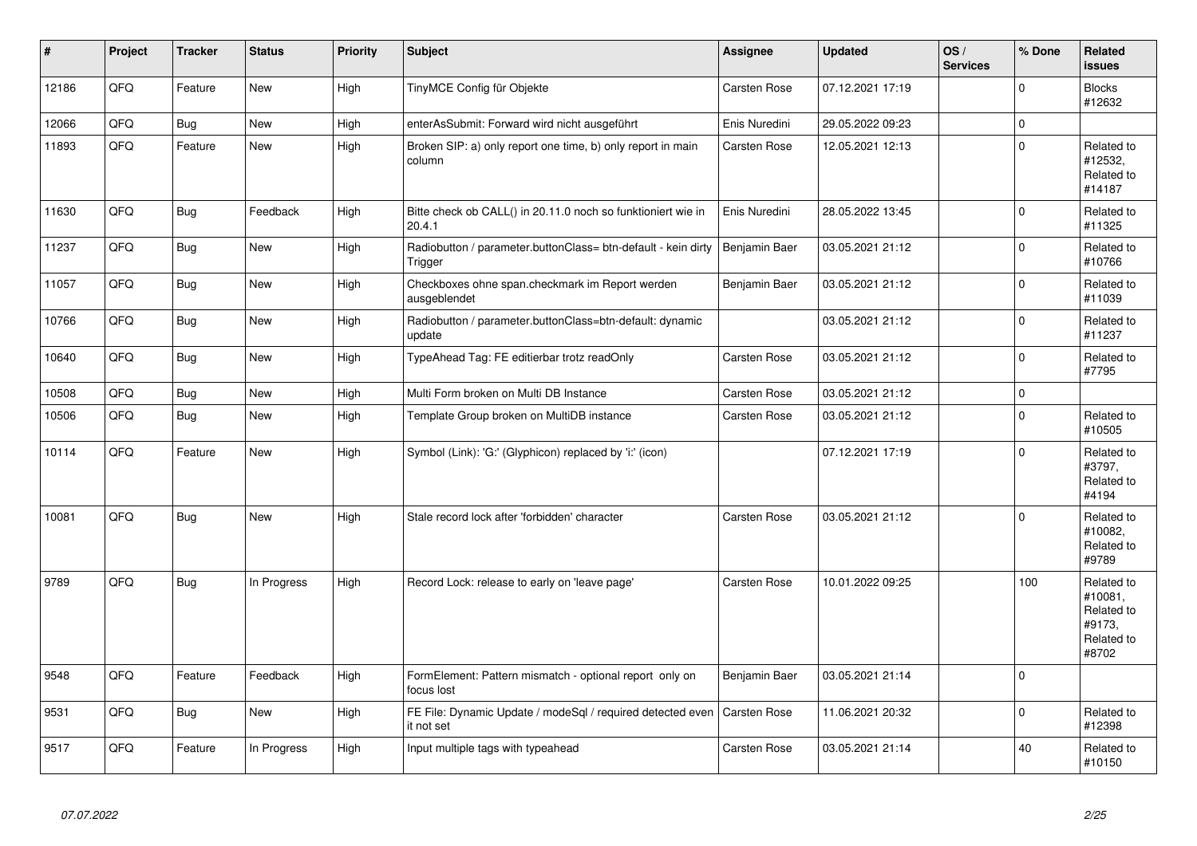| # | Project | Tracker | Status | Priority | Subject | Assignee | Updated | OS / Services | % Done | Related issues |
|---|---|---|---|---|---|---|---|---|---|---|
| 12186 | QFQ | Feature | New | High | TinyMCE Config für Objekte | Carsten Rose | 07.12.2021 17:19 | | 0 | Blocks #12632 |
| 12066 | QFQ | Bug | New | High | enterAsSubmit: Forward wird nicht ausgeführt | Enis Nuredini | 29.05.2022 09:23 | | 0 | |
| 11893 | QFQ | Feature | New | High | Broken SIP: a) only report one time, b) only report in main column | Carsten Rose | 12.05.2021 12:13 | | 0 | Related to #12532, Related to #14187 |
| 11630 | QFQ | Bug | Feedback | High | Bitte check ob CALL() in 20.11.0 noch so funktioniert wie in 20.4.1 | Enis Nuredini | 28.05.2022 13:45 | | 0 | Related to #11325 |
| 11237 | QFQ | Bug | New | High | Radiobutton / parameter.buttonClass= btn-default - kein dirty Trigger | Benjamin Baer | 03.05.2021 21:12 | | 0 | Related to #10766 |
| 11057 | QFQ | Bug | New | High | Checkboxes ohne span.checkmark im Report werden ausgeblendet | Benjamin Baer | 03.05.2021 21:12 | | 0 | Related to #11039 |
| 10766 | QFQ | Bug | New | High | Radiobutton / parameter.buttonClass=btn-default: dynamic update | | 03.05.2021 21:12 | | 0 | Related to #11237 |
| 10640 | QFQ | Bug | New | High | TypeAhead Tag: FE editierbar trotz readOnly | Carsten Rose | 03.05.2021 21:12 | | 0 | Related to #7795 |
| 10508 | QFQ | Bug | New | High | Multi Form broken on Multi DB Instance | Carsten Rose | 03.05.2021 21:12 | | 0 | |
| 10506 | QFQ | Bug | New | High | Template Group broken on MultiDB instance | Carsten Rose | 03.05.2021 21:12 | | 0 | Related to #10505 |
| 10114 | QFQ | Feature | New | High | Symbol (Link): 'G:' (Glyphicon) replaced by 'i:' (icon) | | 07.12.2021 17:19 | | 0 | Related to #3797, Related to #4194 |
| 10081 | QFQ | Bug | New | High | Stale record lock after 'forbidden' character | Carsten Rose | 03.05.2021 21:12 | | 0 | Related to #10082, Related to #9789 |
| 9789 | QFQ | Bug | In Progress | High | Record Lock: release to early on 'leave page' | Carsten Rose | 10.01.2022 09:25 | | 100 | Related to #10081, Related to #9173, Related to #8702 |
| 9548 | QFQ | Feature | Feedback | High | FormElement: Pattern mismatch - optional report only on focus lost | Benjamin Baer | 03.05.2021 21:14 | | 0 | |
| 9531 | QFQ | Bug | New | High | FE File: Dynamic Update / modeSql / required detected even it not set | Carsten Rose | 11.06.2021 20:32 | | 0 | Related to #12398 |
| 9517 | QFQ | Feature | In Progress | High | Input multiple tags with typeahead | Carsten Rose | 03.05.2021 21:14 | | 40 | Related to #10150 |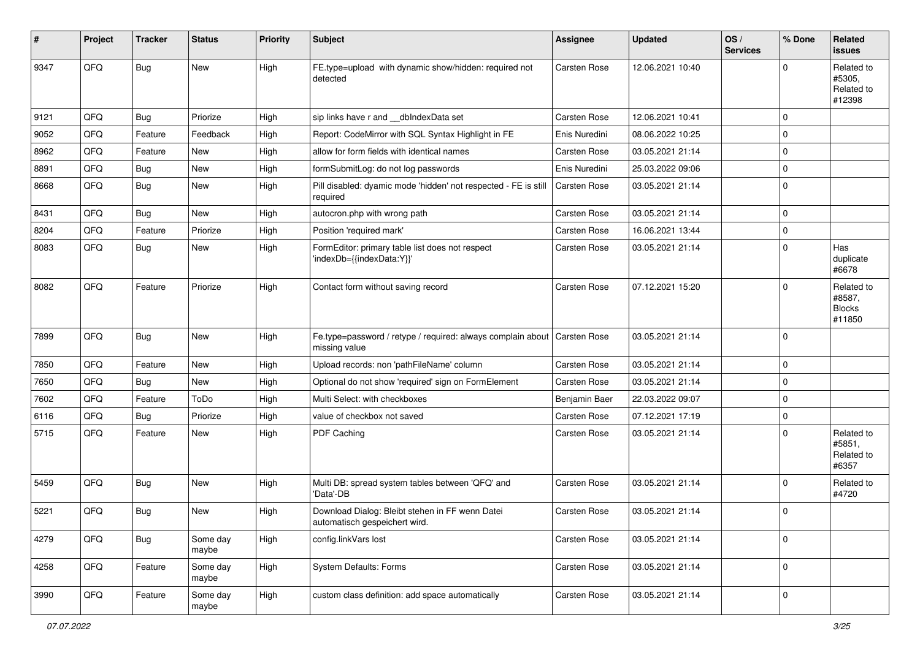| # | Project | Tracker | Status | Priority | Subject | Assignee | Updated | OS / Services | % Done | Related issues |
|---|---|---|---|---|---|---|---|---|---|---|
| 9347 | QFQ | Bug | New | High | FE.type=upload with dynamic show/hidden: required not detected | Carsten Rose | 12.06.2021 10:40 | | 0 | Related to #5305, Related to #12398 |
| 9121 | QFQ | Bug | Priorize | High | sip links have r and __dbIndexData set | Carsten Rose | 12.06.2021 10:41 | | 0 | |
| 9052 | QFQ | Feature | Feedback | High | Report: CodeMirror with SQL Syntax Highlight in FE | Enis Nuredini | 08.06.2022 10:25 | | 0 | |
| 8962 | QFQ | Feature | New | High | allow for form fields with identical names | Carsten Rose | 03.05.2021 21:14 | | 0 | |
| 8891 | QFQ | Bug | New | High | formSubmitLog: do not log passwords | Enis Nuredini | 25.03.2022 09:06 | | 0 | |
| 8668 | QFQ | Bug | New | High | Pill disabled: dyamic mode 'hidden' not respected - FE is still required | Carsten Rose | 03.05.2021 21:14 | | 0 | |
| 8431 | QFQ | Bug | New | High | autocron.php with wrong path | Carsten Rose | 03.05.2021 21:14 | | 0 | |
| 8204 | QFQ | Feature | Priorize | High | Position 'required mark' | Carsten Rose | 16.06.2021 13:44 | | 0 | |
| 8083 | QFQ | Bug | New | High | FormEditor: primary table list does not respect 'indexDb={{indexData:Y}}' | Carsten Rose | 03.05.2021 21:14 | | 0 | Has duplicate #6678 |
| 8082 | QFQ | Feature | Priorize | High | Contact form without saving record | Carsten Rose | 07.12.2021 15:20 | | 0 | Related to #8587, Blocks #11850 |
| 7899 | QFQ | Bug | New | High | Fe.type=password / retype / required: always complain about missing value | Carsten Rose | 03.05.2021 21:14 | | 0 | |
| 7850 | QFQ | Feature | New | High | Upload records: non 'pathFileName' column | Carsten Rose | 03.05.2021 21:14 | | 0 | |
| 7650 | QFQ | Bug | New | High | Optional do not show 'required' sign on FormElement | Carsten Rose | 03.05.2021 21:14 | | 0 | |
| 7602 | QFQ | Feature | ToDo | High | Multi Select: with checkboxes | Benjamin Baer | 22.03.2022 09:07 | | 0 | |
| 6116 | QFQ | Bug | Priorize | High | value of checkbox not saved | Carsten Rose | 07.12.2021 17:19 | | 0 | |
| 5715 | QFQ | Feature | New | High | PDF Caching | Carsten Rose | 03.05.2021 21:14 | | 0 | Related to #5851, Related to #6357 |
| 5459 | QFQ | Bug | New | High | Multi DB: spread system tables between 'QFQ' and 'Data'-DB | Carsten Rose | 03.05.2021 21:14 | | 0 | Related to #4720 |
| 5221 | QFQ | Bug | New | High | Download Dialog: Bleibt stehen in FF wenn Datei automatisch gespeichert wird. | Carsten Rose | 03.05.2021 21:14 | | 0 | |
| 4279 | QFQ | Bug | Some day maybe | High | config.linkVars lost | Carsten Rose | 03.05.2021 21:14 | | 0 | |
| 4258 | QFQ | Feature | Some day maybe | High | System Defaults: Forms | Carsten Rose | 03.05.2021 21:14 | | 0 | |
| 3990 | QFQ | Feature | Some day maybe | High | custom class definition: add space automatically | Carsten Rose | 03.05.2021 21:14 | | 0 | |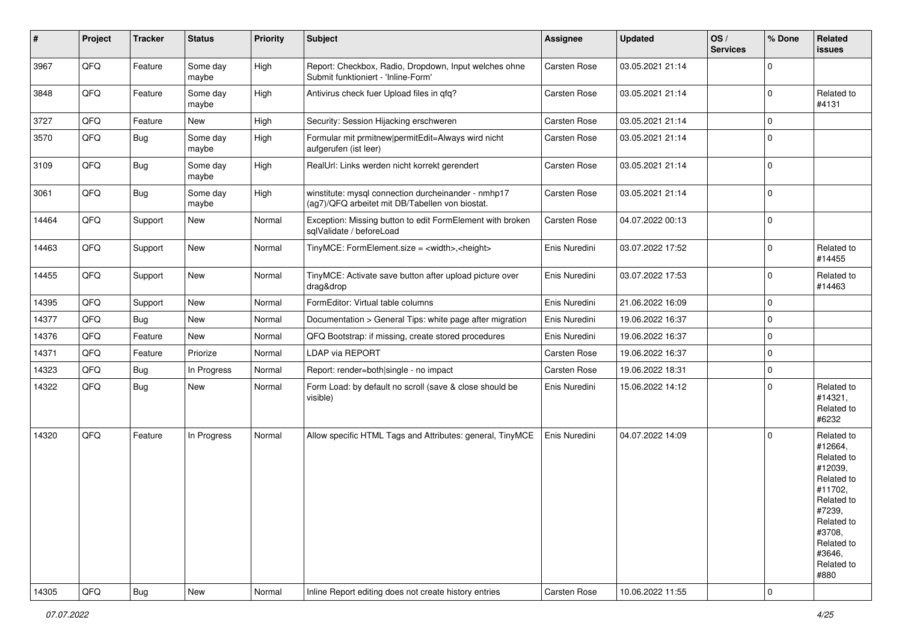| # | Project | Tracker | Status | Priority | Subject | Assignee | Updated | OS / Services | % Done | Related issues |
|---|---|---|---|---|---|---|---|---|---|---|
| 3967 | QFQ | Feature | Some day maybe | High | Report: Checkbox, Radio, Dropdown, Input welches ohne Submit funktioniert - 'Inline-Form' | Carsten Rose | 03.05.2021 21:14 | | 0 | |
| 3848 | QFQ | Feature | Some day maybe | High | Antivirus check fuer Upload files in qfq? | Carsten Rose | 03.05.2021 21:14 | | 0 | Related to #4131 |
| 3727 | QFQ | Feature | New | High | Security: Session Hijacking erschweren | Carsten Rose | 03.05.2021 21:14 | | 0 | |
| 3570 | QFQ | Bug | Some day maybe | High | Formular mit prmitnew\|permitEdit=Always wird nicht aufgerufen (ist leer) | Carsten Rose | 03.05.2021 21:14 | | 0 | |
| 3109 | QFQ | Bug | Some day maybe | High | RealUrl: Links werden nicht korrekt gerendert | Carsten Rose | 03.05.2021 21:14 | | 0 | |
| 3061 | QFQ | Bug | Some day maybe | High | winstitute: mysql connection durcheinander - nmhp17 (ag7)/QFQ arbeitet mit DB/Tabellen von biostat. | Carsten Rose | 03.05.2021 21:14 | | 0 | |
| 14464 | QFQ | Support | New | Normal | Exception: Missing button to edit FormElement with broken sqlValidate / beforeLoad | Carsten Rose | 04.07.2022 00:13 | | 0 | |
| 14463 | QFQ | Support | New | Normal | TinyMCE: FormElement.size = <width>,<height> | Enis Nuredini | 03.07.2022 17:52 | | 0 | Related to #14455 |
| 14455 | QFQ | Support | New | Normal | TinyMCE: Activate save button after upload picture over drag&drop | Enis Nuredini | 03.07.2022 17:53 | | 0 | Related to #14463 |
| 14395 | QFQ | Support | New | Normal | FormEditor: Virtual table columns | Enis Nuredini | 21.06.2022 16:09 | | 0 | |
| 14377 | QFQ | Bug | New | Normal | Documentation > General Tips: white page after migration | Enis Nuredini | 19.06.2022 16:37 | | 0 | |
| 14376 | QFQ | Feature | New | Normal | QFQ Bootstrap: if missing, create stored procedures | Enis Nuredini | 19.06.2022 16:37 | | 0 | |
| 14371 | QFQ | Feature | Priorize | Normal | LDAP via REPORT | Carsten Rose | 19.06.2022 16:37 | | 0 | |
| 14323 | QFQ | Bug | In Progress | Normal | Report: render=both\|single - no impact | Carsten Rose | 19.06.2022 18:31 | | 0 | |
| 14322 | QFQ | Bug | New | Normal | Form Load: by default no scroll (save & close should be visible) | Enis Nuredini | 15.06.2022 14:12 | | 0 | Related to #14321, Related to #6232 |
| 14320 | QFQ | Feature | In Progress | Normal | Allow specific HTML Tags and Attributes: general, TinyMCE | Enis Nuredini | 04.07.2022 14:09 | | 0 | Related to #12664, Related to #12039, Related to #11702, Related to #7239, Related to #3708, Related to #3646, Related to #880 |
| 14305 | QFQ | Bug | New | Normal | Inline Report editing does not create history entries | Carsten Rose | 10.06.2022 11:55 | | 0 | |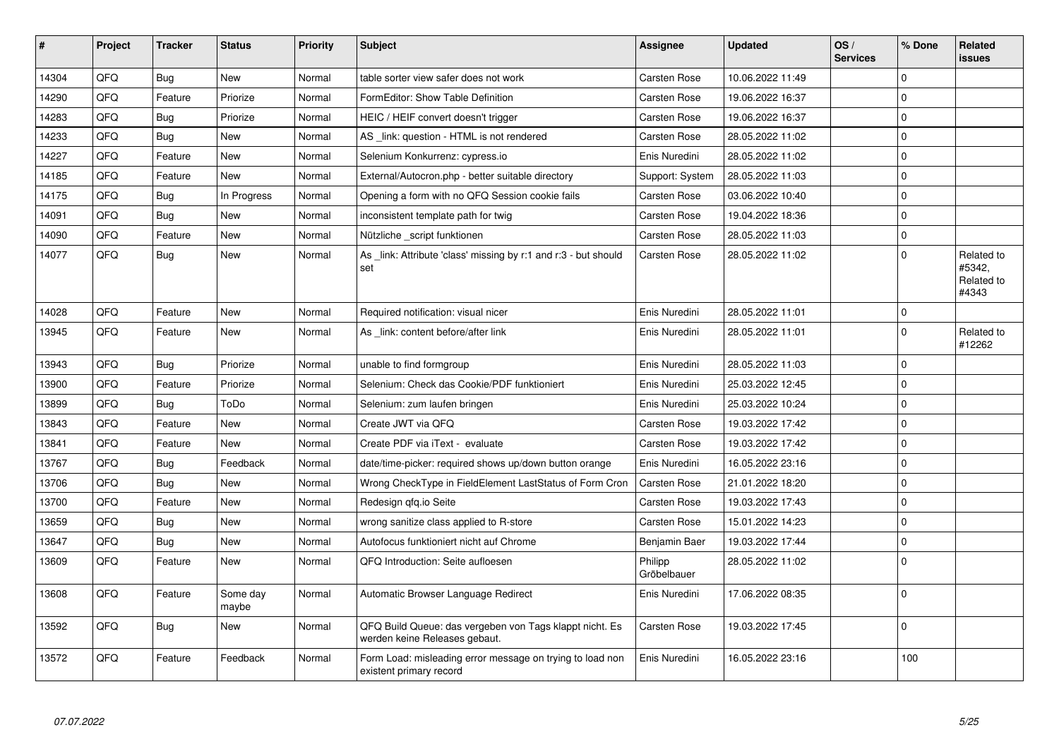| # | Project | Tracker | Status | Priority | Subject | Assignee | Updated | OS / Services | % Done | Related issues |
|---|---|---|---|---|---|---|---|---|---|---|
| 14304 | QFQ | Bug | New | Normal | table sorter view safer does not work | Carsten Rose | 10.06.2022 11:49 | | 0 | |
| 14290 | QFQ | Feature | Priorize | Normal | FormEditor: Show Table Definition | Carsten Rose | 19.06.2022 16:37 | | 0 | |
| 14283 | QFQ | Bug | Priorize | Normal | HEIC / HEIF convert doesn't trigger | Carsten Rose | 19.06.2022 16:37 | | 0 | |
| 14233 | QFQ | Bug | New | Normal | AS _link: question - HTML is not rendered | Carsten Rose | 28.05.2022 11:02 | | 0 | |
| 14227 | QFQ | Feature | New | Normal | Selenium Konkurrenz: cypress.io | Enis Nuredini | 28.05.2022 11:02 | | 0 | |
| 14185 | QFQ | Feature | New | Normal | External/Autocron.php - better suitable directory | Support: System | 28.05.2022 11:03 | | 0 | |
| 14175 | QFQ | Bug | In Progress | Normal | Opening a form with no QFQ Session cookie fails | Carsten Rose | 03.06.2022 10:40 | | 0 | |
| 14091 | QFQ | Bug | New | Normal | inconsistent template path for twig | Carsten Rose | 19.04.2022 18:36 | | 0 | |
| 14090 | QFQ | Feature | New | Normal | Nützliche _script funktionen | Carsten Rose | 28.05.2022 11:03 | | 0 | |
| 14077 | QFQ | Bug | New | Normal | As _link: Attribute 'class' missing by r:1 and r:3 - but should set | Carsten Rose | 28.05.2022 11:02 | | 0 | Related to #5342, Related to #4343 |
| 14028 | QFQ | Feature | New | Normal | Required notification: visual nicer | Enis Nuredini | 28.05.2022 11:01 | | 0 | |
| 13945 | QFQ | Feature | New | Normal | As _link: content before/after link | Enis Nuredini | 28.05.2022 11:01 | | 0 | Related to #12262 |
| 13943 | QFQ | Bug | Priorize | Normal | unable to find formgroup | Enis Nuredini | 28.05.2022 11:03 | | 0 | |
| 13900 | QFQ | Feature | Priorize | Normal | Selenium: Check das Cookie/PDF funktioniert | Enis Nuredini | 25.03.2022 12:45 | | 0 | |
| 13899 | QFQ | Bug | ToDo | Normal | Selenium: zum laufen bringen | Enis Nuredini | 25.03.2022 10:24 | | 0 | |
| 13843 | QFQ | Feature | New | Normal | Create JWT via QFQ | Carsten Rose | 19.03.2022 17:42 | | 0 | |
| 13841 | QFQ | Feature | New | Normal | Create PDF via iText - evaluate | Carsten Rose | 19.03.2022 17:42 | | 0 | |
| 13767 | QFQ | Bug | Feedback | Normal | date/time-picker: required shows up/down button orange | Enis Nuredini | 16.05.2022 23:16 | | 0 | |
| 13706 | QFQ | Bug | New | Normal | Wrong CheckType in FieldElement LastStatus of Form Cron | Carsten Rose | 21.01.2022 18:20 | | 0 | |
| 13700 | QFQ | Feature | New | Normal | Redesign qfq.io Seite | Carsten Rose | 19.03.2022 17:43 | | 0 | |
| 13659 | QFQ | Bug | New | Normal | wrong sanitize class applied to R-store | Carsten Rose | 15.01.2022 14:23 | | 0 | |
| 13647 | QFQ | Bug | New | Normal | Autofocus funktioniert nicht auf Chrome | Benjamin Baer | 19.03.2022 17:44 | | 0 | |
| 13609 | QFQ | Feature | New | Normal | QFQ Introduction: Seite aufloesen | Philipp Gröbelbauer | 28.05.2022 11:02 | | 0 | |
| 13608 | QFQ | Feature | Some day maybe | Normal | Automatic Browser Language Redirect | Enis Nuredini | 17.06.2022 08:35 | | 0 | |
| 13592 | QFQ | Bug | New | Normal | QFQ Build Queue: das vergeben von Tags klappt nicht. Es werden keine Releases gebaut. | Carsten Rose | 19.03.2022 17:45 | | 0 | |
| 13572 | QFQ | Feature | Feedback | Normal | Form Load: misleading error message on trying to load non existent primary record | Enis Nuredini | 16.05.2022 23:16 | | 100 | |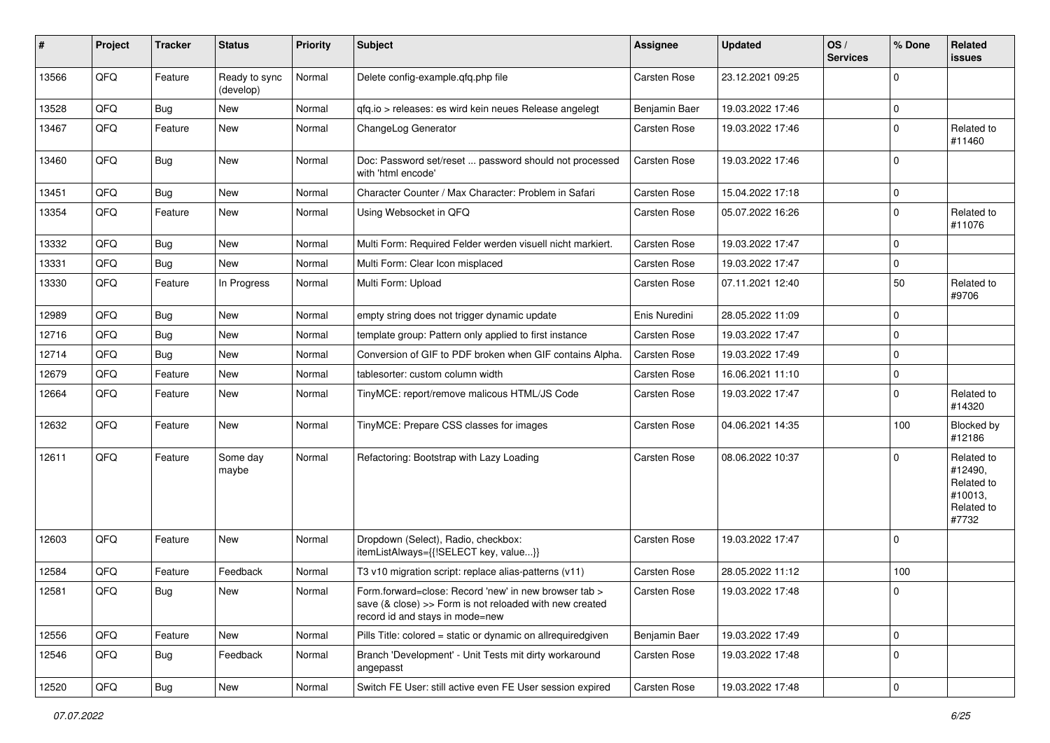| # | Project | Tracker | Status | Priority | Subject | Assignee | Updated | OS / Services | % Done | Related issues |
|---|---|---|---|---|---|---|---|---|---|---|
| 13566 | QFQ | Feature | Ready to sync (develop) | Normal | Delete config-example.qfq.php file | Carsten Rose | 23.12.2021 09:25 | | 0 | |
| 13528 | QFQ | Bug | New | Normal | qfq.io > releases: es wird kein neues Release angelegt | Benjamin Baer | 19.03.2022 17:46 | | 0 | |
| 13467 | QFQ | Feature | New | Normal | ChangeLog Generator | Carsten Rose | 19.03.2022 17:46 | | 0 | Related to #11460 |
| 13460 | QFQ | Bug | New | Normal | Doc: Password set/reset ... password should not processed with 'html encode' | Carsten Rose | 19.03.2022 17:46 | | 0 | |
| 13451 | QFQ | Bug | New | Normal | Character Counter / Max Character: Problem in Safari | Carsten Rose | 15.04.2022 17:18 | | 0 | |
| 13354 | QFQ | Feature | New | Normal | Using Websocket in QFQ | Carsten Rose | 05.07.2022 16:26 | | 0 | Related to #11076 |
| 13332 | QFQ | Bug | New | Normal | Multi Form: Required Felder werden visuell nicht markiert. | Carsten Rose | 19.03.2022 17:47 | | 0 | |
| 13331 | QFQ | Bug | New | Normal | Multi Form: Clear Icon misplaced | Carsten Rose | 19.03.2022 17:47 | | 0 | |
| 13330 | QFQ | Feature | In Progress | Normal | Multi Form: Upload | Carsten Rose | 07.11.2021 12:40 | | 50 | Related to #9706 |
| 12989 | QFQ | Bug | New | Normal | empty string does not trigger dynamic update | Enis Nuredini | 28.05.2022 11:09 | | 0 | |
| 12716 | QFQ | Bug | New | Normal | template group: Pattern only applied to first instance | Carsten Rose | 19.03.2022 17:47 | | 0 | |
| 12714 | QFQ | Bug | New | Normal | Conversion of GIF to PDF broken when GIF contains Alpha. | Carsten Rose | 19.03.2022 17:49 | | 0 | |
| 12679 | QFQ | Feature | New | Normal | tablesorter: custom column width | Carsten Rose | 16.06.2021 11:10 | | 0 | |
| 12664 | QFQ | Feature | New | Normal | TinyMCE: report/remove malicous HTML/JS Code | Carsten Rose | 19.03.2022 17:47 | | 0 | Related to #14320 |
| 12632 | QFQ | Feature | New | Normal | TinyMCE: Prepare CSS classes for images | Carsten Rose | 04.06.2021 14:35 | | 100 | Blocked by #12186 |
| 12611 | QFQ | Feature | Some day maybe | Normal | Refactoring: Bootstrap with Lazy Loading | Carsten Rose | 08.06.2022 10:37 | | 0 | Related to #12490, Related to #10013, Related to #7732 |
| 12603 | QFQ | Feature | New | Normal | Dropdown (Select), Radio, checkbox: itemListAlways={{!SELECT key, value...}} | Carsten Rose | 19.03.2022 17:47 | | 0 | |
| 12584 | QFQ | Feature | Feedback | Normal | T3 v10 migration script: replace alias-patterns (v11) | Carsten Rose | 28.05.2022 11:12 | | 100 | |
| 12581 | QFQ | Bug | New | Normal | Form.forward=close: Record 'new' in new browser tab > save (& close) >> Form is not reloaded with new created record id and stays in mode=new | Carsten Rose | 19.03.2022 17:48 | | 0 | |
| 12556 | QFQ | Feature | New | Normal | Pills Title: colored = static or dynamic on allrequiredgiven | Benjamin Baer | 19.03.2022 17:49 | | 0 | |
| 12546 | QFQ | Bug | Feedback | Normal | Branch 'Development' - Unit Tests mit dirty workaround angepasst | Carsten Rose | 19.03.2022 17:48 | | 0 | |
| 12520 | QFQ | Bug | New | Normal | Switch FE User: still active even FE User session expired | Carsten Rose | 19.03.2022 17:48 | | 0 | |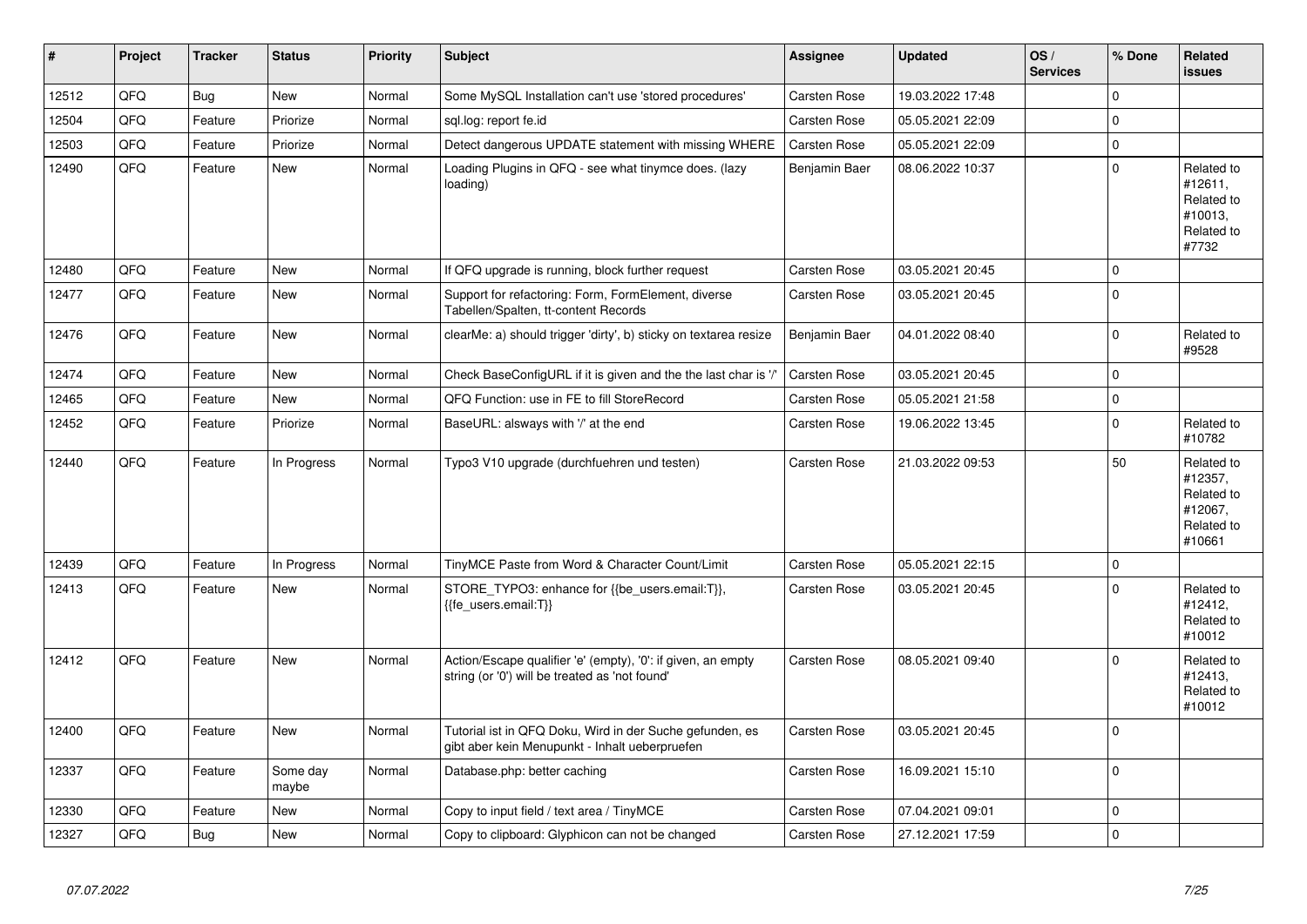| # | Project | Tracker | Status | Priority | Subject | Assignee | Updated | OS / Services | % Done | Related issues |
|---|---|---|---|---|---|---|---|---|---|---|
| 12512 | QFQ | Bug | New | Normal | Some MySQL Installation can't use 'stored procedures' | Carsten Rose | 19.03.2022 17:48 | | 0 | |
| 12504 | QFQ | Feature | Priorize | Normal | sql.log: report fe.id | Carsten Rose | 05.05.2021 22:09 | | 0 | |
| 12503 | QFQ | Feature | Priorize | Normal | Detect dangerous UPDATE statement with missing WHERE | Carsten Rose | 05.05.2021 22:09 | | 0 | |
| 12490 | QFQ | Feature | New | Normal | Loading Plugins in QFQ - see what tinymce does. (lazy loading) | Benjamin Baer | 08.06.2022 10:37 | | 0 | Related to #12611, Related to #10013, Related to #7732 |
| 12480 | QFQ | Feature | New | Normal | If QFQ upgrade is running, block further request | Carsten Rose | 03.05.2021 20:45 | | 0 | |
| 12477 | QFQ | Feature | New | Normal | Support for refactoring: Form, FormElement, diverse Tabellen/Spalten, tt-content Records | Carsten Rose | 03.05.2021 20:45 | | 0 | |
| 12476 | QFQ | Feature | New | Normal | clearMe: a) should trigger 'dirty', b) sticky on textarea resize | Benjamin Baer | 04.01.2022 08:40 | | 0 | Related to #9528 |
| 12474 | QFQ | Feature | New | Normal | Check BaseConfigURL if it is given and the the last char is '/' | Carsten Rose | 03.05.2021 20:45 | | 0 | |
| 12465 | QFQ | Feature | New | Normal | QFQ Function: use in FE to fill StoreRecord | Carsten Rose | 05.05.2021 21:58 | | 0 | |
| 12452 | QFQ | Feature | Priorize | Normal | BaseURL: alsways with '/' at the end | Carsten Rose | 19.06.2022 13:45 | | 0 | Related to #10782 |
| 12440 | QFQ | Feature | In Progress | Normal | Typo3 V10 upgrade (durchfuehren und testen) | Carsten Rose | 21.03.2022 09:53 | | 50 | Related to #12357, Related to #12067, Related to #10661 |
| 12439 | QFQ | Feature | In Progress | Normal | TinyMCE Paste from Word & Character Count/Limit | Carsten Rose | 05.05.2021 22:15 | | 0 | |
| 12413 | QFQ | Feature | New | Normal | STORE_TYPO3: enhance for {{be_users.email:T}}, {{fe_users.email:T}} | Carsten Rose | 03.05.2021 20:45 | | 0 | Related to #12412, Related to #10012 |
| 12412 | QFQ | Feature | New | Normal | Action/Escape qualifier 'e' (empty), '0': if given, an empty string (or '0') will be treated as 'not found' | Carsten Rose | 08.05.2021 09:40 | | 0 | Related to #12413, Related to #10012 |
| 12400 | QFQ | Feature | New | Normal | Tutorial ist in QFQ Doku, Wird in der Suche gefunden, es gibt aber kein Menupunkt - Inhalt ueberpruefen | Carsten Rose | 03.05.2021 20:45 | | 0 | |
| 12337 | QFQ | Feature | Some day maybe | Normal | Database.php: better caching | Carsten Rose | 16.09.2021 15:10 | | 0 | |
| 12330 | QFQ | Feature | New | Normal | Copy to input field / text area / TinyMCE | Carsten Rose | 07.04.2021 09:01 | | 0 | |
| 12327 | QFQ | Bug | New | Normal | Copy to clipboard: Glyphicon can not be changed | Carsten Rose | 27.12.2021 17:59 | | 0 | |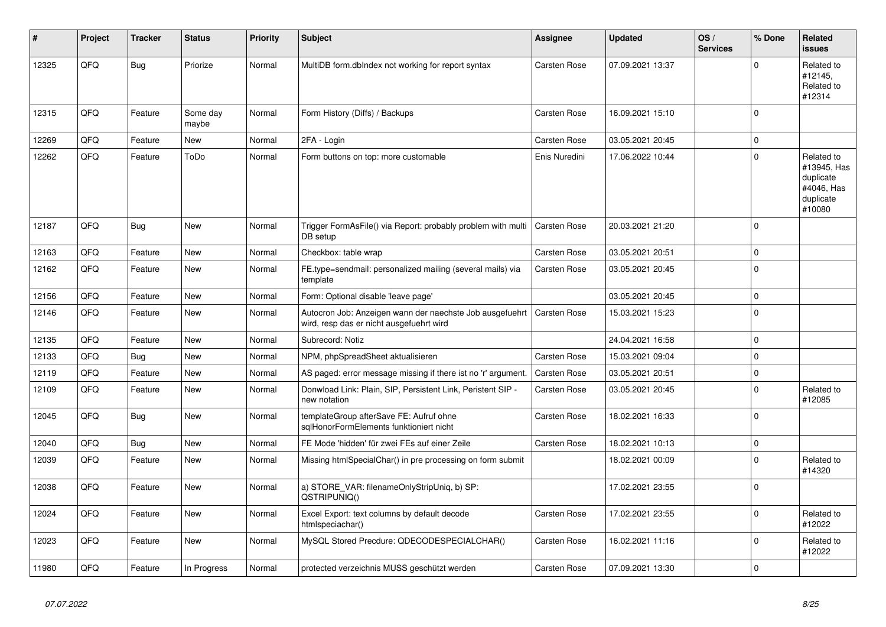| # | Project | Tracker | Status | Priority | Subject | Assignee | Updated | OS / Services | % Done | Related issues |
|---|---|---|---|---|---|---|---|---|---|---|
| 12325 | QFQ | Bug | Priorize | Normal | MultiDB form.dbIndex not working for report syntax | Carsten Rose | 07.09.2021 13:37 | | 0 | Related to #12145, Related to #12314 |
| 12315 | QFQ | Feature | Some day maybe | Normal | Form History (Diffs) / Backups | Carsten Rose | 16.09.2021 15:10 | | 0 | |
| 12269 | QFQ | Feature | New | Normal | 2FA - Login | Carsten Rose | 03.05.2021 20:45 | | 0 | |
| 12262 | QFQ | Feature | ToDo | Normal | Form buttons on top: more customable | Enis Nuredini | 17.06.2022 10:44 | | 0 | Related to #13945, Has duplicate #4046, Has duplicate #10080 |
| 12187 | QFQ | Bug | New | Normal | Trigger FormAsFile() via Report: probably problem with multi DB setup | Carsten Rose | 20.03.2021 21:20 | | 0 | |
| 12163 | QFQ | Feature | New | Normal | Checkbox: table wrap | Carsten Rose | 03.05.2021 20:51 | | 0 | |
| 12162 | QFQ | Feature | New | Normal | FE.type=sendmail: personalized mailing (several mails) via template | Carsten Rose | 03.05.2021 20:45 | | 0 | |
| 12156 | QFQ | Feature | New | Normal | Form: Optional disable 'leave page' | | 03.05.2021 20:45 | | 0 | |
| 12146 | QFQ | Feature | New | Normal | Autocron Job: Anzeigen wann der naechste Job ausgefuehrt wird, resp das er nicht ausgefuehrt wird | Carsten Rose | 15.03.2021 15:23 | | 0 | |
| 12135 | QFQ | Feature | New | Normal | Subrecord: Notiz | | 24.04.2021 16:58 | | 0 | |
| 12133 | QFQ | Bug | New | Normal | NPM, phpSpreadSheet aktualisieren | Carsten Rose | 15.03.2021 09:04 | | 0 | |
| 12119 | QFQ | Feature | New | Normal | AS paged: error message missing if there ist no 'r' argument. | Carsten Rose | 03.05.2021 20:51 | | 0 | |
| 12109 | QFQ | Feature | New | Normal | Donwload Link: Plain, SIP, Persistent Link, Peristent SIP - new notation | Carsten Rose | 03.05.2021 20:45 | | 0 | Related to #12085 |
| 12045 | QFQ | Bug | New | Normal | templateGroup afterSave FE: Aufruf ohne sqlHonorFormElements funktioniert nicht | Carsten Rose | 18.02.2021 16:33 | | 0 | |
| 12040 | QFQ | Bug | New | Normal | FE Mode 'hidden' für zwei FEs auf einer Zeile | Carsten Rose | 18.02.2021 10:13 | | 0 | |
| 12039 | QFQ | Feature | New | Normal | Missing htmlSpecialChar() in pre processing on form submit | | 18.02.2021 00:09 | | 0 | Related to #14320 |
| 12038 | QFQ | Feature | New | Normal | a) STORE_VAR: filenameOnlyStripUniq, b) SP: QSTRIPUNIQ() | | 17.02.2021 23:55 | | 0 | |
| 12024 | QFQ | Feature | New | Normal | Excel Export: text columns by default decode htmlspeciachar() | Carsten Rose | 17.02.2021 23:55 | | 0 | Related to #12022 |
| 12023 | QFQ | Feature | New | Normal | MySQL Stored Precdure: QDECODESPECIALCHAR() | Carsten Rose | 16.02.2021 11:16 | | 0 | Related to #12022 |
| 11980 | QFQ | Feature | In Progress | Normal | protected verzeichnis MUSS geschützt werden | Carsten Rose | 07.09.2021 13:30 | | 0 | |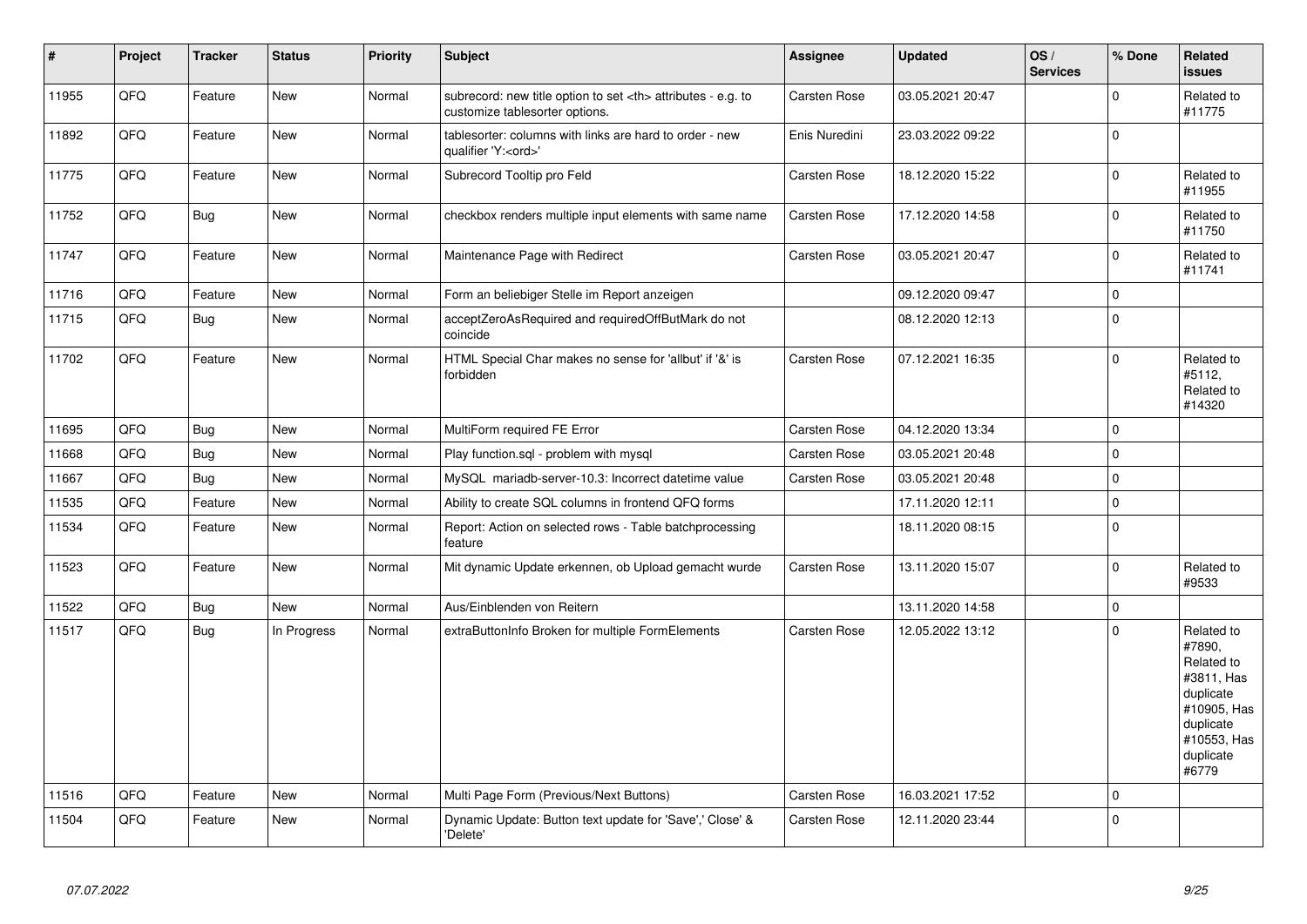| # | Project | Tracker | Status | Priority | Subject | Assignee | Updated | OS / Services | % Done | Related issues |
|---|---|---|---|---|---|---|---|---|---|---|
| 11955 | QFQ | Feature | New | Normal | subrecord: new title option to set <th> attributes - e.g. to customize tablesorter options. | Carsten Rose | 03.05.2021 20:47 | | 0 | Related to #11775 |
| 11892 | QFQ | Feature | New | Normal | tablesorter: columns with links are hard to order - new qualifier 'Y:<ord>' | Enis Nuredini | 23.03.2022 09:22 | | 0 | |
| 11775 | QFQ | Feature | New | Normal | Subrecord Tooltip pro Feld | Carsten Rose | 18.12.2020 15:22 | | 0 | Related to #11955 |
| 11752 | QFQ | Bug | New | Normal | checkbox renders multiple input elements with same name | Carsten Rose | 17.12.2020 14:58 | | 0 | Related to #11750 |
| 11747 | QFQ | Feature | New | Normal | Maintenance Page with Redirect | Carsten Rose | 03.05.2021 20:47 | | 0 | Related to #11741 |
| 11716 | QFQ | Feature | New | Normal | Form an beliebiger Stelle im Report anzeigen | | 09.12.2020 09:47 | | 0 | |
| 11715 | QFQ | Bug | New | Normal | acceptZeroAsRequired and requiredOffButMark do not coincide | | 08.12.2020 12:13 | | 0 | |
| 11702 | QFQ | Feature | New | Normal | HTML Special Char makes no sense for 'allbut' if '&' is forbidden | Carsten Rose | 07.12.2021 16:35 | | 0 | Related to #5112, Related to #14320 |
| 11695 | QFQ | Bug | New | Normal | MultiForm required FE Error | Carsten Rose | 04.12.2020 13:34 | | 0 | |
| 11668 | QFQ | Bug | New | Normal | Play function.sql - problem with mysql | Carsten Rose | 03.05.2021 20:48 | | 0 | |
| 11667 | QFQ | Bug | New | Normal | MySQL mariadb-server-10.3: Incorrect datetime value | Carsten Rose | 03.05.2021 20:48 | | 0 | |
| 11535 | QFQ | Feature | New | Normal | Ability to create SQL columns in frontend QFQ forms | | 17.11.2020 12:11 | | 0 | |
| 11534 | QFQ | Feature | New | Normal | Report: Action on selected rows - Table batchprocessing feature | | 18.11.2020 08:15 | | 0 | |
| 11523 | QFQ | Feature | New | Normal | Mit dynamic Update erkennen, ob Upload gemacht wurde | Carsten Rose | 13.11.2020 15:07 | | 0 | Related to #9533 |
| 11522 | QFQ | Bug | New | Normal | Aus/Einblenden von Reitern | | 13.11.2020 14:58 | | 0 | |
| 11517 | QFQ | Bug | In Progress | Normal | extraButtonInfo Broken for multiple FormElements | Carsten Rose | 12.05.2022 13:12 | | 0 | Related to #7890, Related to #3811, Has duplicate #10905, Has duplicate #10553, Has duplicate #6779 |
| 11516 | QFQ | Feature | New | Normal | Multi Page Form (Previous/Next Buttons) | Carsten Rose | 16.03.2021 17:52 | | 0 | |
| 11504 | QFQ | Feature | New | Normal | Dynamic Update: Button text update for 'Save',' Close' & 'Delete' | Carsten Rose | 12.11.2020 23:44 | | 0 | |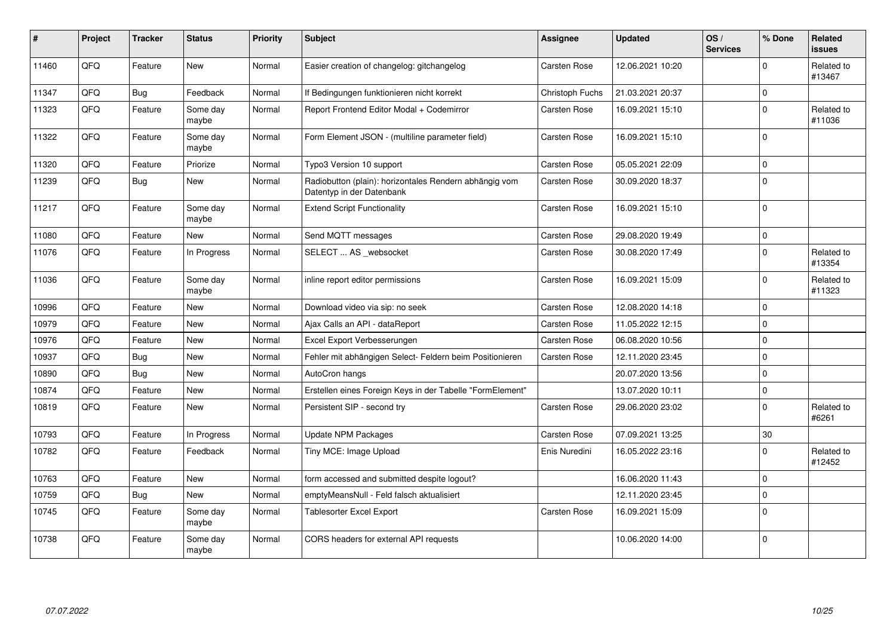| # | Project | Tracker | Status | Priority | Subject | Assignee | Updated | OS / Services | % Done | Related issues |
|---|---|---|---|---|---|---|---|---|---|---|
| 11460 | QFQ | Feature | New | Normal | Easier creation of changelog: gitchangelog | Carsten Rose | 12.06.2021 10:20 | | 0 | Related to #13467 |
| 11347 | QFQ | Bug | Feedback | Normal | If Bedingungen funktionieren nicht korrekt | Christoph Fuchs | 21.03.2021 20:37 | | 0 | |
| 11323 | QFQ | Feature | Some day maybe | Normal | Report Frontend Editor Modal + Codemirror | Carsten Rose | 16.09.2021 15:10 | | 0 | Related to #11036 |
| 11322 | QFQ | Feature | Some day maybe | Normal | Form Element JSON - (multiline parameter field) | Carsten Rose | 16.09.2021 15:10 | | 0 | |
| 11320 | QFQ | Feature | Priorize | Normal | Typo3 Version 10 support | Carsten Rose | 05.05.2021 22:09 | | 0 | |
| 11239 | QFQ | Bug | New | Normal | Radiobutton (plain): horizontales Rendern abhängig vom Datentyp in der Datenbank | Carsten Rose | 30.09.2020 18:37 | | 0 | |
| 11217 | QFQ | Feature | Some day maybe | Normal | Extend Script Functionality | Carsten Rose | 16.09.2021 15:10 | | 0 | |
| 11080 | QFQ | Feature | New | Normal | Send MQTT messages | Carsten Rose | 29.08.2020 19:49 | | 0 | |
| 11076 | QFQ | Feature | In Progress | Normal | SELECT ... AS _websocket | Carsten Rose | 30.08.2020 17:49 | | 0 | Related to #13354 |
| 11036 | QFQ | Feature | Some day maybe | Normal | inline report editor permissions | Carsten Rose | 16.09.2021 15:09 | | 0 | Related to #11323 |
| 10996 | QFQ | Feature | New | Normal | Download video via sip: no seek | Carsten Rose | 12.08.2020 14:18 | | 0 | |
| 10979 | QFQ | Feature | New | Normal | Ajax Calls an API - dataReport | Carsten Rose | 11.05.2022 12:15 | | 0 | |
| 10976 | QFQ | Feature | New | Normal | Excel Export Verbesserungen | Carsten Rose | 06.08.2020 10:56 | | 0 | |
| 10937 | QFQ | Bug | New | Normal | Fehler mit abhängigen Select- Feldern beim Positionieren | Carsten Rose | 12.11.2020 23:45 | | 0 | |
| 10890 | QFQ | Bug | New | Normal | AutoCron hangs | | 20.07.2020 13:56 | | 0 | |
| 10874 | QFQ | Feature | New | Normal | Erstellen eines Foreign Keys in der Tabelle "FormElement" | | 13.07.2020 10:11 | | 0 | |
| 10819 | QFQ | Feature | New | Normal | Persistent SIP - second try | Carsten Rose | 29.06.2020 23:02 | | 0 | Related to #6261 |
| 10793 | QFQ | Feature | In Progress | Normal | Update NPM Packages | Carsten Rose | 07.09.2021 13:25 | | 30 | |
| 10782 | QFQ | Feature | Feedback | Normal | Tiny MCE: Image Upload | Enis Nuredini | 16.05.2022 23:16 | | 0 | Related to #12452 |
| 10763 | QFQ | Feature | New | Normal | form accessed and submitted despite logout? | | 16.06.2020 11:43 | | 0 | |
| 10759 | QFQ | Bug | New | Normal | emptyMeansNull - Feld falsch aktualisiert | | 12.11.2020 23:45 | | 0 | |
| 10745 | QFQ | Feature | Some day maybe | Normal | Tablesorter Excel Export | Carsten Rose | 16.09.2021 15:09 | | 0 | |
| 10738 | QFQ | Feature | Some day maybe | Normal | CORS headers for external API requests | | 10.06.2020 14:00 | | 0 | |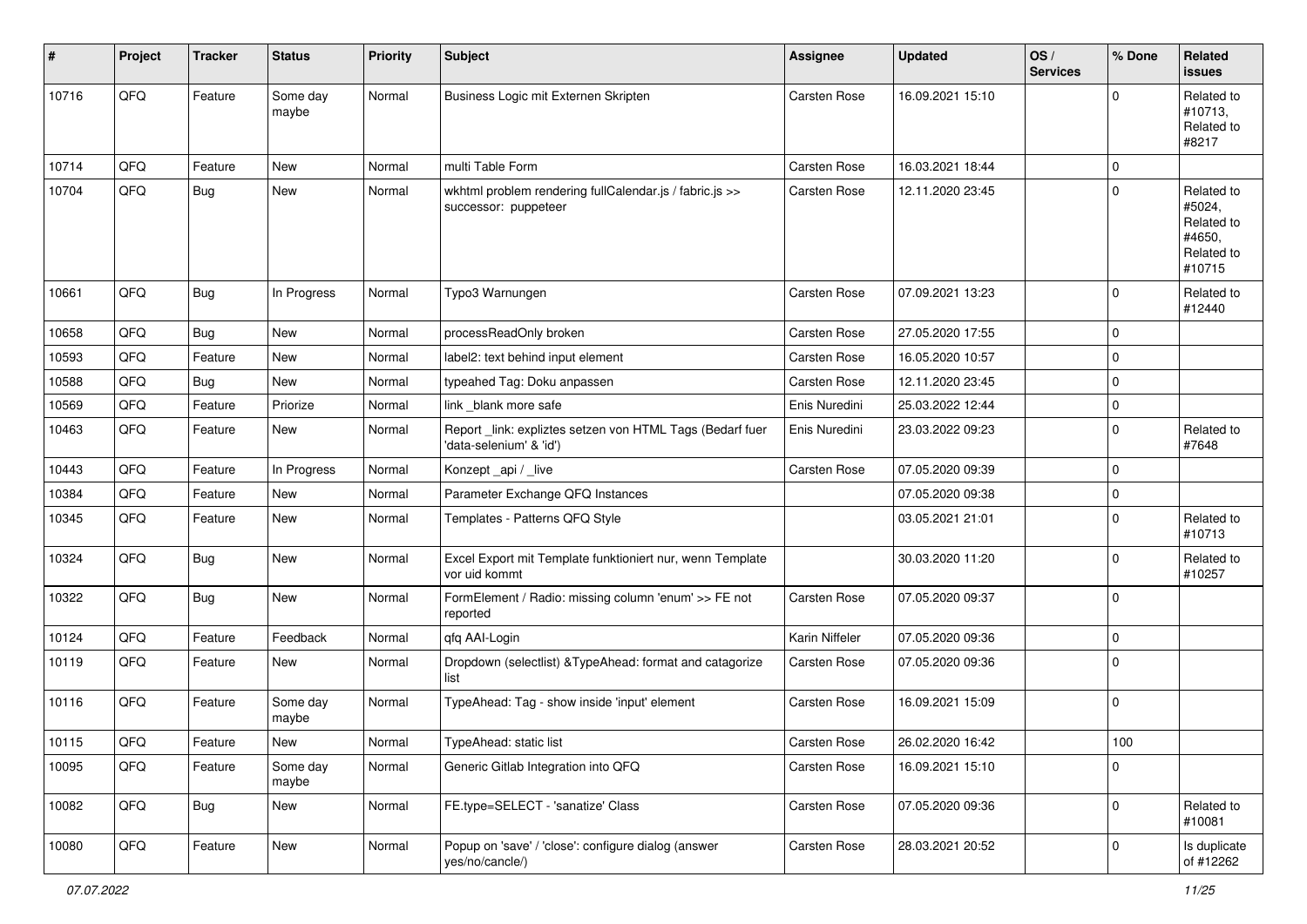| # | Project | Tracker | Status | Priority | Subject | Assignee | Updated | OS / Services | % Done | Related issues |
|---|---|---|---|---|---|---|---|---|---|---|
| 10716 | QFQ | Feature | Some day maybe | Normal | Business Logic mit Externen Skripten | Carsten Rose | 16.09.2021 15:10 | | 0 | Related to #10713, Related to #8217 |
| 10714 | QFQ | Feature | New | Normal | multi Table Form | Carsten Rose | 16.03.2021 18:44 | | 0 | |
| 10704 | QFQ | Bug | New | Normal | wkhtml problem rendering fullCalendar.js / fabric.js >> successor: puppeteer | Carsten Rose | 12.11.2020 23:45 | | 0 | Related to #5024, Related to #4650, Related to #10715 |
| 10661 | QFQ | Bug | In Progress | Normal | Typo3 Warnungen | Carsten Rose | 07.09.2021 13:23 | | 0 | Related to #12440 |
| 10658 | QFQ | Bug | New | Normal | processReadOnly broken | Carsten Rose | 27.05.2020 17:55 | | 0 | |
| 10593 | QFQ | Feature | New | Normal | label2: text behind input element | Carsten Rose | 16.05.2020 10:57 | | 0 | |
| 10588 | QFQ | Bug | New | Normal | typeahed Tag: Doku anpassen | Carsten Rose | 12.11.2020 23:45 | | 0 | |
| 10569 | QFQ | Feature | Priorize | Normal | link _blank more safe | Enis Nuredini | 25.03.2022 12:44 | | 0 | |
| 10463 | QFQ | Feature | New | Normal | Report _link: expliztes setzen von HTML Tags (Bedarf fuer 'data-selenium' & 'id') | Enis Nuredini | 23.03.2022 09:23 | | 0 | Related to #7648 |
| 10443 | QFQ | Feature | In Progress | Normal | Konzept _api / _live | Carsten Rose | 07.05.2020 09:39 | | 0 | |
| 10384 | QFQ | Feature | New | Normal | Parameter Exchange QFQ Instances | | 07.05.2020 09:38 | | 0 | |
| 10345 | QFQ | Feature | New | Normal | Templates - Patterns QFQ Style | | 03.05.2021 21:01 | | 0 | Related to #10713 |
| 10324 | QFQ | Bug | New | Normal | Excel Export mit Template funktioniert nur, wenn Template vor uid kommt | | 30.03.2020 11:20 | | 0 | Related to #10257 |
| 10322 | QFQ | Bug | New | Normal | FormElement / Radio: missing column 'enum' >> FE not reported | Carsten Rose | 07.05.2020 09:37 | | 0 | |
| 10124 | QFQ | Feature | Feedback | Normal | qfq AAI-Login | Karin Niffeler | 07.05.2020 09:36 | | 0 | |
| 10119 | QFQ | Feature | New | Normal | Dropdown (selectlist) &TypeAhead: format and catagorize list | Carsten Rose | 07.05.2020 09:36 | | 0 | |
| 10116 | QFQ | Feature | Some day maybe | Normal | TypeAhead: Tag - show inside 'input' element | Carsten Rose | 16.09.2021 15:09 | | 0 | |
| 10115 | QFQ | Feature | New | Normal | TypeAhead: static list | Carsten Rose | 26.02.2020 16:42 | | 100 | |
| 10095 | QFQ | Feature | Some day maybe | Normal | Generic Gitlab Integration into QFQ | Carsten Rose | 16.09.2021 15:10 | | 0 | |
| 10082 | QFQ | Bug | New | Normal | FE.type=SELECT - 'sanatize' Class | Carsten Rose | 07.05.2020 09:36 | | 0 | Related to #10081 |
| 10080 | QFQ | Feature | New | Normal | Popup on 'save' / 'close': configure dialog (answer yes/no/cancle/) | Carsten Rose | 28.03.2021 20:52 | | 0 | Is duplicate of #12262 |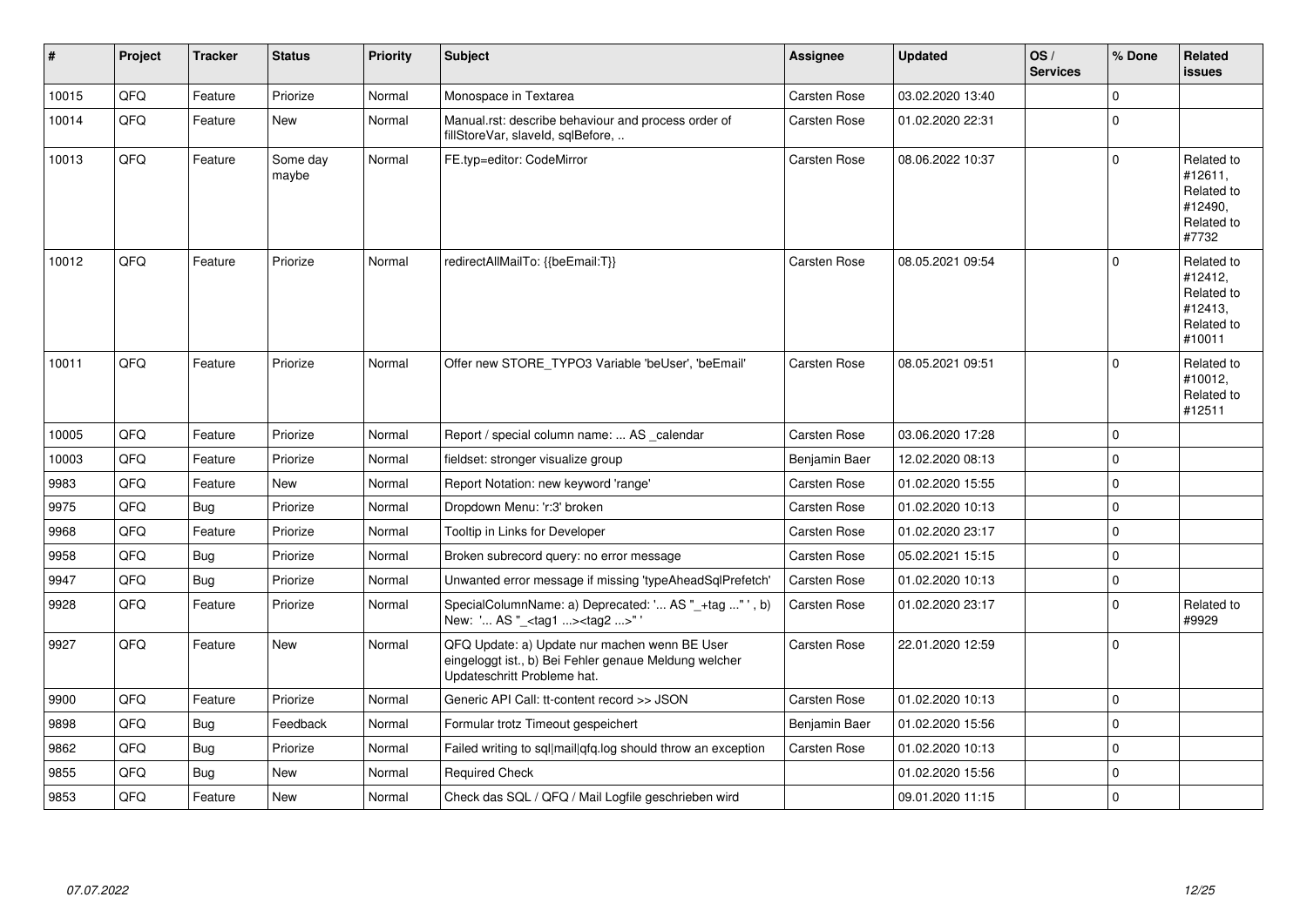| # | Project | Tracker | Status | Priority | Subject | Assignee | Updated | OS / Services | % Done | Related issues |
|---|---|---|---|---|---|---|---|---|---|---|
| 10015 | QFQ | Feature | Priorize | Normal | Monospace in Textarea | Carsten Rose | 03.02.2020 13:40 | | 0 | |
| 10014 | QFQ | Feature | New | Normal | Manual.rst: describe behaviour and process order of fillStoreVar, slaveId, sqlBefore, .. | Carsten Rose | 01.02.2020 22:31 | | 0 | |
| 10013 | QFQ | Feature | Some day maybe | Normal | FE.typ=editor: CodeMirror | Carsten Rose | 08.06.2022 10:37 | | 0 | Related to #12611, Related to #12490, Related to #7732 |
| 10012 | QFQ | Feature | Priorize | Normal | redirectAllMailTo: {{beEmail:T}} | Carsten Rose | 08.05.2021 09:54 | | 0 | Related to #12412, Related to #12413, Related to #10011 |
| 10011 | QFQ | Feature | Priorize | Normal | Offer new STORE_TYPO3 Variable 'beUser', 'beEmail' | Carsten Rose | 08.05.2021 09:51 | | 0 | Related to #10012, Related to #12511 |
| 10005 | QFQ | Feature | Priorize | Normal | Report / special column name: ... AS _calendar | Carsten Rose | 03.06.2020 17:28 | | 0 | |
| 10003 | QFQ | Feature | Priorize | Normal | fieldset: stronger visualize group | Benjamin Baer | 12.02.2020 08:13 | | 0 | |
| 9983 | QFQ | Feature | New | Normal | Report Notation: new keyword 'range' | Carsten Rose | 01.02.2020 15:55 | | 0 | |
| 9975 | QFQ | Bug | Priorize | Normal | Dropdown Menu: 'r:3' broken | Carsten Rose | 01.02.2020 10:13 | | 0 | |
| 9968 | QFQ | Feature | Priorize | Normal | Tooltip in Links for Developer | Carsten Rose | 01.02.2020 23:17 | | 0 | |
| 9958 | QFQ | Bug | Priorize | Normal | Broken subrecord query: no error message | Carsten Rose | 05.02.2021 15:15 | | 0 | |
| 9947 | QFQ | Bug | Priorize | Normal | Unwanted error message if missing 'typeAheadSqlPrefetch' | Carsten Rose | 01.02.2020 10:13 | | 0 | |
| 9928 | QFQ | Feature | Priorize | Normal | SpecialColumnName: a) Deprecated: '... AS "_+tag ..." ', b) New: '... AS "_<tag1 ...><tag2 ...>" ' | Carsten Rose | 01.02.2020 23:17 | | 0 | Related to #9929 |
| 9927 | QFQ | Feature | New | Normal | QFQ Update: a) Update nur machen wenn BE User eingeloggt ist., b) Bei Fehler genaue Meldung welcher Updateschritt Probleme hat. | Carsten Rose | 22.01.2020 12:59 | | 0 | |
| 9900 | QFQ | Feature | Priorize | Normal | Generic API Call: tt-content record >> JSON | Carsten Rose | 01.02.2020 10:13 | | 0 | |
| 9898 | QFQ | Bug | Feedback | Normal | Formular trotz Timeout gespeichert | Benjamin Baer | 01.02.2020 15:56 | | 0 | |
| 9862 | QFQ | Bug | Priorize | Normal | Failed writing to sql\|mail\|qfq.log should throw an exception | Carsten Rose | 01.02.2020 10:13 | | 0 | |
| 9855 | QFQ | Bug | New | Normal | Required Check | | 01.02.2020 15:56 | | 0 | |
| 9853 | QFQ | Feature | New | Normal | Check das SQL / QFQ / Mail Logfile geschrieben wird | | 09.01.2020 11:15 | | 0 | |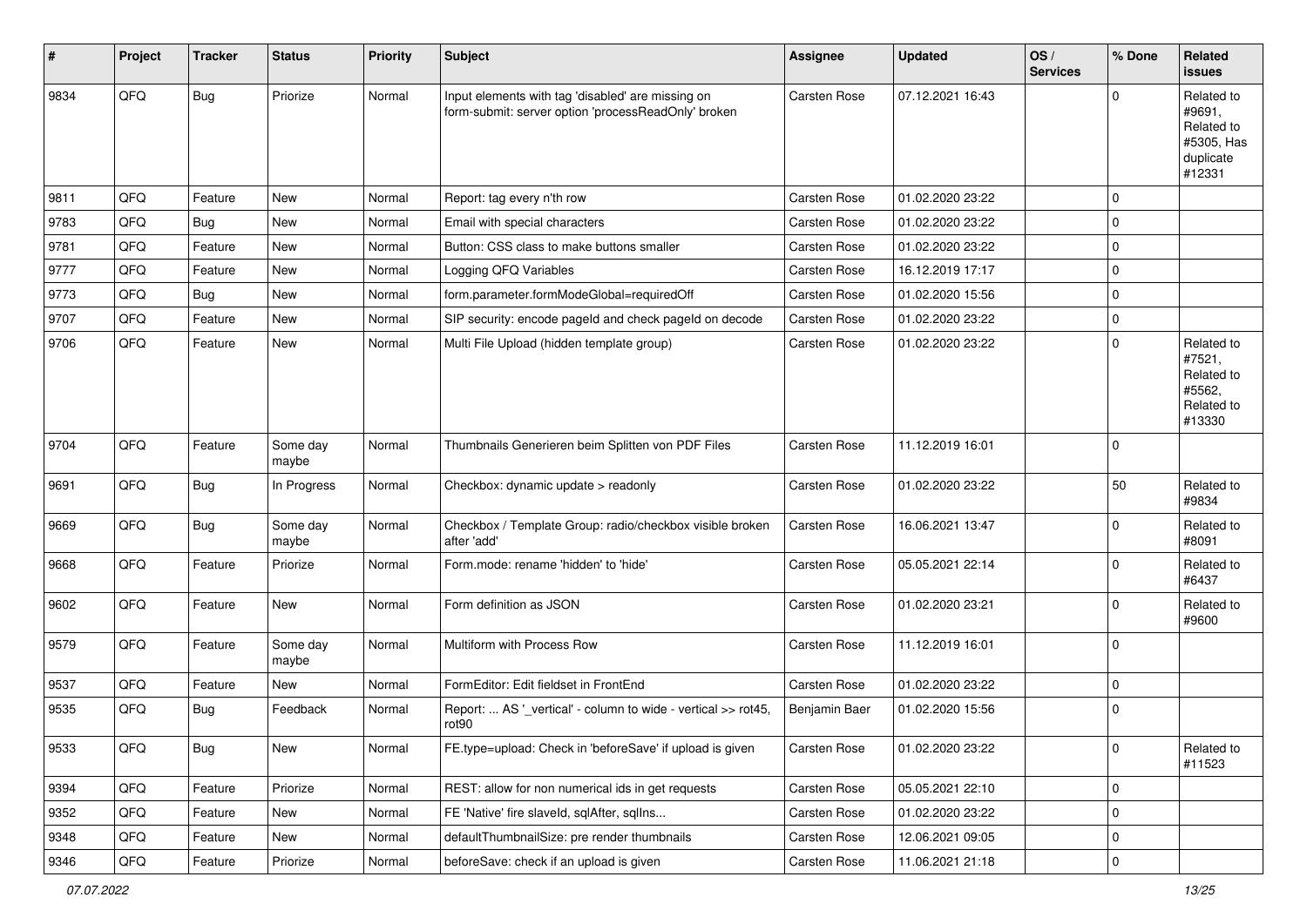| # | Project | Tracker | Status | Priority | Subject | Assignee | Updated | OS / Services | % Done | Related issues |
|---|---|---|---|---|---|---|---|---|---|---|
| 9834 | QFQ | Bug | Priorize | Normal | Input elements with tag 'disabled' are missing on form-submit: server option 'processReadOnly' broken | Carsten Rose | 07.12.2021 16:43 | | 0 | Related to #9691, Related to #5305, Has duplicate #12331 |
| 9811 | QFQ | Feature | New | Normal | Report: tag every n'th row | Carsten Rose | 01.02.2020 23:22 | | 0 | |
| 9783 | QFQ | Bug | New | Normal | Email with special characters | Carsten Rose | 01.02.2020 23:22 | | 0 | |
| 9781 | QFQ | Feature | New | Normal | Button: CSS class to make buttons smaller | Carsten Rose | 01.02.2020 23:22 | | 0 | |
| 9777 | QFQ | Feature | New | Normal | Logging QFQ Variables | Carsten Rose | 16.12.2019 17:17 | | 0 | |
| 9773 | QFQ | Bug | New | Normal | form.parameter.formModeGlobal=requiredOff | Carsten Rose | 01.02.2020 15:56 | | 0 | |
| 9707 | QFQ | Feature | New | Normal | SIP security: encode pageId and check pageId on decode | Carsten Rose | 01.02.2020 23:22 | | 0 | |
| 9706 | QFQ | Feature | New | Normal | Multi File Upload (hidden template group) | Carsten Rose | 01.02.2020 23:22 | | 0 | Related to #7521, Related to #5562, Related to #13330 |
| 9704 | QFQ | Feature | Some day maybe | Normal | Thumbnails Generieren beim Splitten von PDF Files | Carsten Rose | 11.12.2019 16:01 | | 0 | |
| 9691 | QFQ | Bug | In Progress | Normal | Checkbox: dynamic update > readonly | Carsten Rose | 01.02.2020 23:22 | | 50 | Related to #9834 |
| 9669 | QFQ | Bug | Some day maybe | Normal | Checkbox / Template Group: radio/checkbox visible broken after 'add' | Carsten Rose | 16.06.2021 13:47 | | 0 | Related to #8091 |
| 9668 | QFQ | Feature | Priorize | Normal | Form.mode: rename 'hidden' to 'hide' | Carsten Rose | 05.05.2021 22:14 | | 0 | Related to #6437 |
| 9602 | QFQ | Feature | New | Normal | Form definition as JSON | Carsten Rose | 01.02.2020 23:21 | | 0 | Related to #9600 |
| 9579 | QFQ | Feature | Some day maybe | Normal | Multiform with Process Row | Carsten Rose | 11.12.2019 16:01 | | 0 | |
| 9537 | QFQ | Feature | New | Normal | FormEditor: Edit fieldset in FrontEnd | Carsten Rose | 01.02.2020 23:22 | | 0 | |
| 9535 | QFQ | Bug | Feedback | Normal | Report: ... AS '_vertical' - column to wide - vertical >> rot45, rot90 | Benjamin Baer | 01.02.2020 15:56 | | 0 | |
| 9533 | QFQ | Bug | New | Normal | FE.type=upload: Check in 'beforeSave' if upload is given | Carsten Rose | 01.02.2020 23:22 | | 0 | Related to #11523 |
| 9394 | QFQ | Feature | Priorize | Normal | REST: allow for non numerical ids in get requests | Carsten Rose | 05.05.2021 22:10 | | 0 | |
| 9352 | QFQ | Feature | New | Normal | FE 'Native' fire slaveId, sqlAfter, sqlIns... | Carsten Rose | 01.02.2020 23:22 | | 0 | |
| 9348 | QFQ | Feature | New | Normal | defaultThumbnailSize: pre render thumbnails | Carsten Rose | 12.06.2021 09:05 | | 0 | |
| 9346 | QFQ | Feature | Priorize | Normal | beforeSave: check if an upload is given | Carsten Rose | 11.06.2021 21:18 | | 0 | |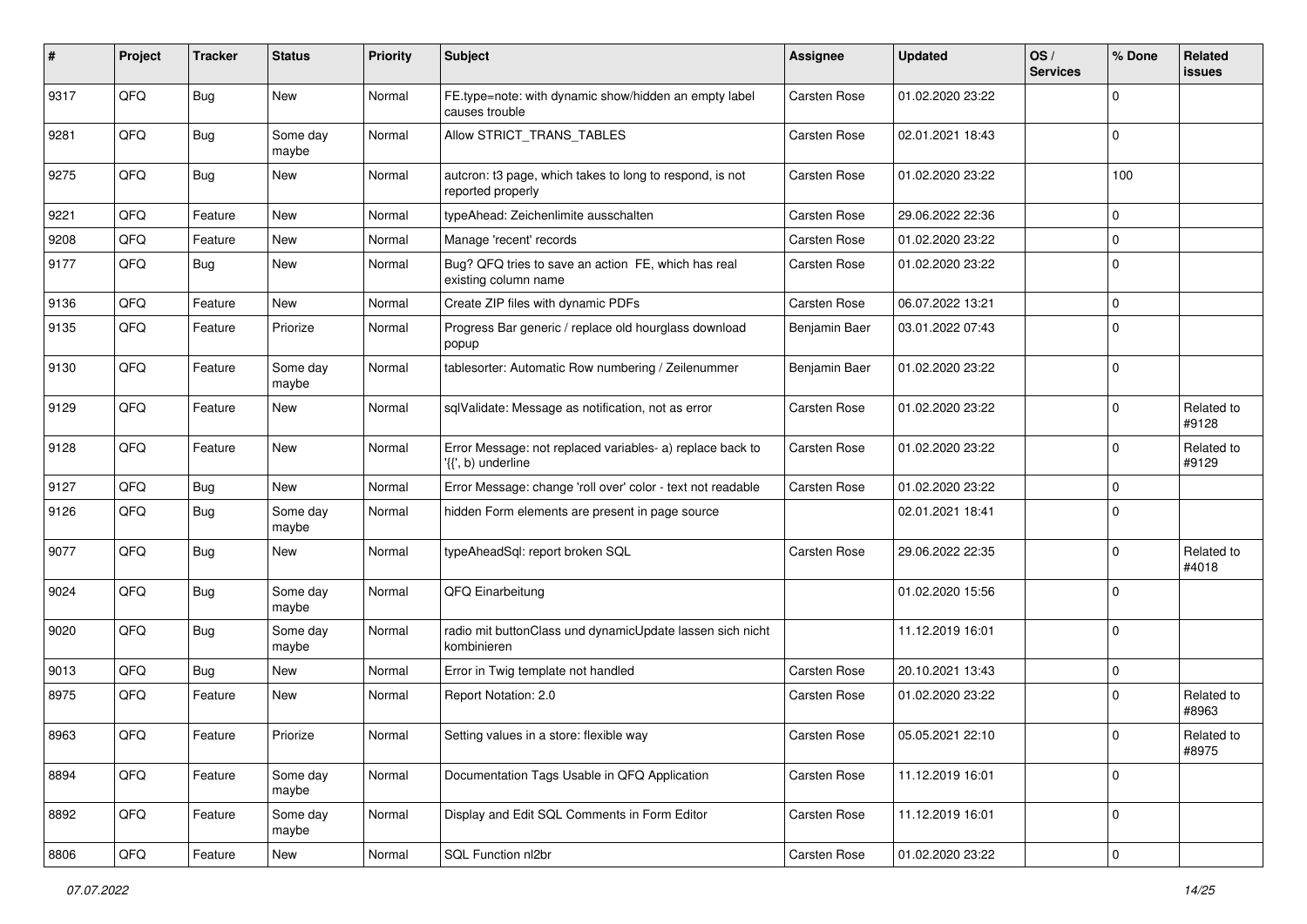| # | Project | Tracker | Status | Priority | Subject | Assignee | Updated | OS / Services | % Done | Related issues |
|---|---|---|---|---|---|---|---|---|---|---|
| 9317 | QFQ | Bug | New | Normal | FE.type=note: with dynamic show/hidden an empty label causes trouble | Carsten Rose | 01.02.2020 23:22 | | 0 | |
| 9281 | QFQ | Bug | Some day maybe | Normal | Allow STRICT_TRANS_TABLES | Carsten Rose | 02.01.2021 18:43 | | 0 | |
| 9275 | QFQ | Bug | New | Normal | autcron: t3 page, which takes to long to respond, is not reported properly | Carsten Rose | 01.02.2020 23:22 | | 100 | |
| 9221 | QFQ | Feature | New | Normal | typeAhead: Zeichenlimite ausschalten | Carsten Rose | 29.06.2022 22:36 | | 0 | |
| 9208 | QFQ | Feature | New | Normal | Manage 'recent' records | Carsten Rose | 01.02.2020 23:22 | | 0 | |
| 9177 | QFQ | Bug | New | Normal | Bug? QFQ tries to save an action FE, which has real existing column name | Carsten Rose | 01.02.2020 23:22 | | 0 | |
| 9136 | QFQ | Feature | New | Normal | Create ZIP files with dynamic PDFs | Carsten Rose | 06.07.2022 13:21 | | 0 | |
| 9135 | QFQ | Feature | Priorize | Normal | Progress Bar generic / replace old hourglass download popup | Benjamin Baer | 03.01.2022 07:43 | | 0 | |
| 9130 | QFQ | Feature | Some day maybe | Normal | tablesorter: Automatic Row numbering / Zeilenummer | Benjamin Baer | 01.02.2020 23:22 | | 0 | |
| 9129 | QFQ | Feature | New | Normal | sqlValidate: Message as notification, not as error | Carsten Rose | 01.02.2020 23:22 | | 0 | Related to #9128 |
| 9128 | QFQ | Feature | New | Normal | Error Message: not replaced variables- a) replace back to '{{', b) underline | Carsten Rose | 01.02.2020 23:22 | | 0 | Related to #9129 |
| 9127 | QFQ | Bug | New | Normal | Error Message: change 'roll over' color - text not readable | Carsten Rose | 01.02.2020 23:22 | | 0 | |
| 9126 | QFQ | Bug | Some day maybe | Normal | hidden Form elements are present in page source | | 02.01.2021 18:41 | | 0 | |
| 9077 | QFQ | Bug | New | Normal | typeAheadSql: report broken SQL | Carsten Rose | 29.06.2022 22:35 | | 0 | Related to #4018 |
| 9024 | QFQ | Bug | Some day maybe | Normal | QFQ Einarbeitung | | 01.02.2020 15:56 | | 0 | |
| 9020 | QFQ | Bug | Some day maybe | Normal | radio mit buttonClass und dynamicUpdate lassen sich nicht kombinieren | | 11.12.2019 16:01 | | 0 | |
| 9013 | QFQ | Bug | New | Normal | Error in Twig template not handled | Carsten Rose | 20.10.2021 13:43 | | 0 | |
| 8975 | QFQ | Feature | New | Normal | Report Notation: 2.0 | Carsten Rose | 01.02.2020 23:22 | | 0 | Related to #8963 |
| 8963 | QFQ | Feature | Priorize | Normal | Setting values in a store: flexible way | Carsten Rose | 05.05.2021 22:10 | | 0 | Related to #8975 |
| 8894 | QFQ | Feature | Some day maybe | Normal | Documentation Tags Usable in QFQ Application | Carsten Rose | 11.12.2019 16:01 | | 0 | |
| 8892 | QFQ | Feature | Some day maybe | Normal | Display and Edit SQL Comments in Form Editor | Carsten Rose | 11.12.2019 16:01 | | 0 | |
| 8806 | QFQ | Feature | New | Normal | SQL Function nl2br | Carsten Rose | 01.02.2020 23:22 | | 0 | |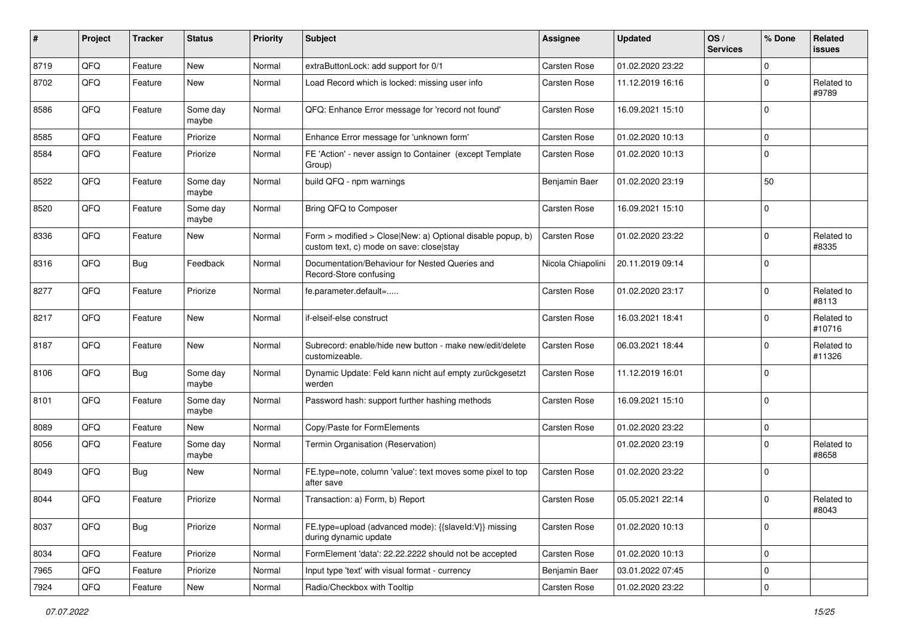| # | Project | Tracker | Status | Priority | Subject | Assignee | Updated | OS / Services | % Done | Related issues |
|---|---|---|---|---|---|---|---|---|---|---|
| 8719 | QFQ | Feature | New | Normal | extraButtonLock: add support for 0/1 | Carsten Rose | 01.02.2020 23:22 | | 0 | |
| 8702 | QFQ | Feature | New | Normal | Load Record which is locked: missing user info | Carsten Rose | 11.12.2019 16:16 | | 0 | Related to #9789 |
| 8586 | QFQ | Feature | Some day maybe | Normal | QFQ: Enhance Error message for 'record not found' | Carsten Rose | 16.09.2021 15:10 | | 0 | |
| 8585 | QFQ | Feature | Priorize | Normal | Enhance Error message for 'unknown form' | Carsten Rose | 01.02.2020 10:13 | | 0 | |
| 8584 | QFQ | Feature | Priorize | Normal | FE 'Action' - never assign to Container (except Template Group) | Carsten Rose | 01.02.2020 10:13 | | 0 | |
| 8522 | QFQ | Feature | Some day maybe | Normal | build QFQ - npm warnings | Benjamin Baer | 01.02.2020 23:19 | | 50 | |
| 8520 | QFQ | Feature | Some day maybe | Normal | Bring QFQ to Composer | Carsten Rose | 16.09.2021 15:10 | | 0 | |
| 8336 | QFQ | Feature | New | Normal | Form > modified > Close\|New: a) Optional disable popup, b) custom text, c) mode on save: close\|stay | Carsten Rose | 01.02.2020 23:22 | | 0 | Related to #8335 |
| 8316 | QFQ | Bug | Feedback | Normal | Documentation/Behaviour for Nested Queries and Record-Store confusing | Nicola Chiapolini | 20.11.2019 09:14 | | 0 | |
| 8277 | QFQ | Feature | Priorize | Normal | fe.parameter.default=..... | Carsten Rose | 01.02.2020 23:17 | | 0 | Related to #8113 |
| 8217 | QFQ | Feature | New | Normal | if-elseif-else construct | Carsten Rose | 16.03.2021 18:41 | | 0 | Related to #10716 |
| 8187 | QFQ | Feature | New | Normal | Subrecord: enable/hide new button - make new/edit/delete customizeable. | Carsten Rose | 06.03.2021 18:44 | | 0 | Related to #11326 |
| 8106 | QFQ | Bug | Some day maybe | Normal | Dynamic Update: Feld kann nicht auf empty zurückgesetzt werden | Carsten Rose | 11.12.2019 16:01 | | 0 | |
| 8101 | QFQ | Feature | Some day maybe | Normal | Password hash: support further hashing methods | Carsten Rose | 16.09.2021 15:10 | | 0 | |
| 8089 | QFQ | Feature | New | Normal | Copy/Paste for FormElements | Carsten Rose | 01.02.2020 23:22 | | 0 | |
| 8056 | QFQ | Feature | Some day maybe | Normal | Termin Organisation (Reservation) | | 01.02.2020 23:19 | | 0 | Related to #8658 |
| 8049 | QFQ | Bug | New | Normal | FE.type=note, column 'value': text moves some pixel to top after save | Carsten Rose | 01.02.2020 23:22 | | 0 | |
| 8044 | QFQ | Feature | Priorize | Normal | Transaction: a) Form, b) Report | Carsten Rose | 05.05.2021 22:14 | | 0 | Related to #8043 |
| 8037 | QFQ | Bug | Priorize | Normal | FE.type=upload (advanced mode): {{slaveId:V}} missing during dynamic update | Carsten Rose | 01.02.2020 10:13 | | 0 | |
| 8034 | QFQ | Feature | Priorize | Normal | FormElement 'data': 22.22.2222 should not be accepted | Carsten Rose | 01.02.2020 10:13 | | 0 | |
| 7965 | QFQ | Feature | Priorize | Normal | Input type 'text' with visual format - currency | Benjamin Baer | 03.01.2022 07:45 | | 0 | |
| 7924 | QFQ | Feature | New | Normal | Radio/Checkbox with Tooltip | Carsten Rose | 01.02.2020 23:22 | | 0 | |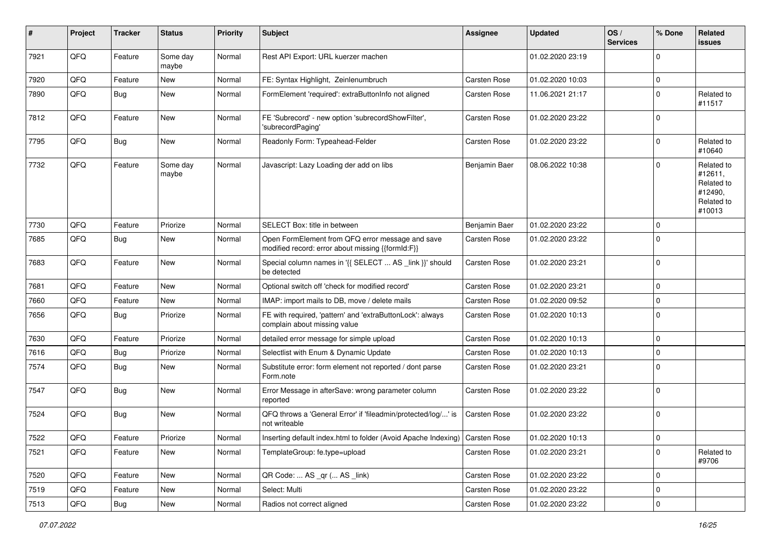| # | Project | Tracker | Status | Priority | Subject | Assignee | Updated | OS / Services | % Done | Related issues |
|---|---|---|---|---|---|---|---|---|---|---|
| 7921 | QFQ | Feature | Some day maybe | Normal | Rest API Export: URL kuerzer machen | | 01.02.2020 23:19 | | 0 | |
| 7920 | QFQ | Feature | New | Normal | FE: Syntax Highlight, Zeinlenumbruch | Carsten Rose | 01.02.2020 10:03 | | 0 | |
| 7890 | QFQ | Bug | New | Normal | FormElement 'required': extraButtonInfo not aligned | Carsten Rose | 11.06.2021 21:17 | | 0 | Related to #11517 |
| 7812 | QFQ | Feature | New | Normal | FE 'Subrecord' - new option 'subrecordShowFilter', 'subrecordPaging' | Carsten Rose | 01.02.2020 23:22 | | 0 | |
| 7795 | QFQ | Bug | New | Normal | Readonly Form: Typeahead-Felder | Carsten Rose | 01.02.2020 23:22 | | 0 | Related to #10640 |
| 7732 | QFQ | Feature | Some day maybe | Normal | Javascript: Lazy Loading der add on libs | Benjamin Baer | 08.06.2022 10:38 | | 0 | Related to #12611, Related to #12490, Related to #10013 |
| 7730 | QFQ | Feature | Priorize | Normal | SELECT Box: title in between | Benjamin Baer | 01.02.2020 23:22 | | 0 | |
| 7685 | QFQ | Bug | New | Normal | Open FormElement from QFQ error message and save modified record: error about missing {{formId:F}} | Carsten Rose | 01.02.2020 23:22 | | 0 | |
| 7683 | QFQ | Feature | New | Normal | Special column names in '{{ SELECT ... AS _link }}' should be detected | Carsten Rose | 01.02.2020 23:21 | | 0 | |
| 7681 | QFQ | Feature | New | Normal | Optional switch off 'check for modified record' | Carsten Rose | 01.02.2020 23:21 | | 0 | |
| 7660 | QFQ | Feature | New | Normal | IMAP: import mails to DB, move / delete mails | Carsten Rose | 01.02.2020 09:52 | | 0 | |
| 7656 | QFQ | Bug | Priorize | Normal | FE with required, 'pattern' and 'extraButtonLock': always complain about missing value | Carsten Rose | 01.02.2020 10:13 | | 0 | |
| 7630 | QFQ | Feature | Priorize | Normal | detailed error message for simple upload | Carsten Rose | 01.02.2020 10:13 | | 0 | |
| 7616 | QFQ | Bug | Priorize | Normal | Selectlist with Enum & Dynamic Update | Carsten Rose | 01.02.2020 10:13 | | 0 | |
| 7574 | QFQ | Bug | New | Normal | Substitute error: form element not reported / dont parse Form.note | Carsten Rose | 01.02.2020 23:21 | | 0 | |
| 7547 | QFQ | Bug | New | Normal | Error Message in afterSave: wrong parameter column reported | Carsten Rose | 01.02.2020 23:22 | | 0 | |
| 7524 | QFQ | Bug | New | Normal | QFQ throws a 'General Error' if 'fileadmin/protected/log/...' is not writeable | Carsten Rose | 01.02.2020 23:22 | | 0 | |
| 7522 | QFQ | Feature | Priorize | Normal | Inserting default index.html to folder (Avoid Apache Indexing) | Carsten Rose | 01.02.2020 10:13 | | 0 | |
| 7521 | QFQ | Feature | New | Normal | TemplateGroup: fe.type=upload | Carsten Rose | 01.02.2020 23:21 | | 0 | Related to #9706 |
| 7520 | QFQ | Feature | New | Normal | QR Code: ... AS _qr (... AS _link) | Carsten Rose | 01.02.2020 23:22 | | 0 | |
| 7519 | QFQ | Feature | New | Normal | Select: Multi | Carsten Rose | 01.02.2020 23:22 | | 0 | |
| 7513 | QFQ | Bug | New | Normal | Radios not correct aligned | Carsten Rose | 01.02.2020 23:22 | | 0 | |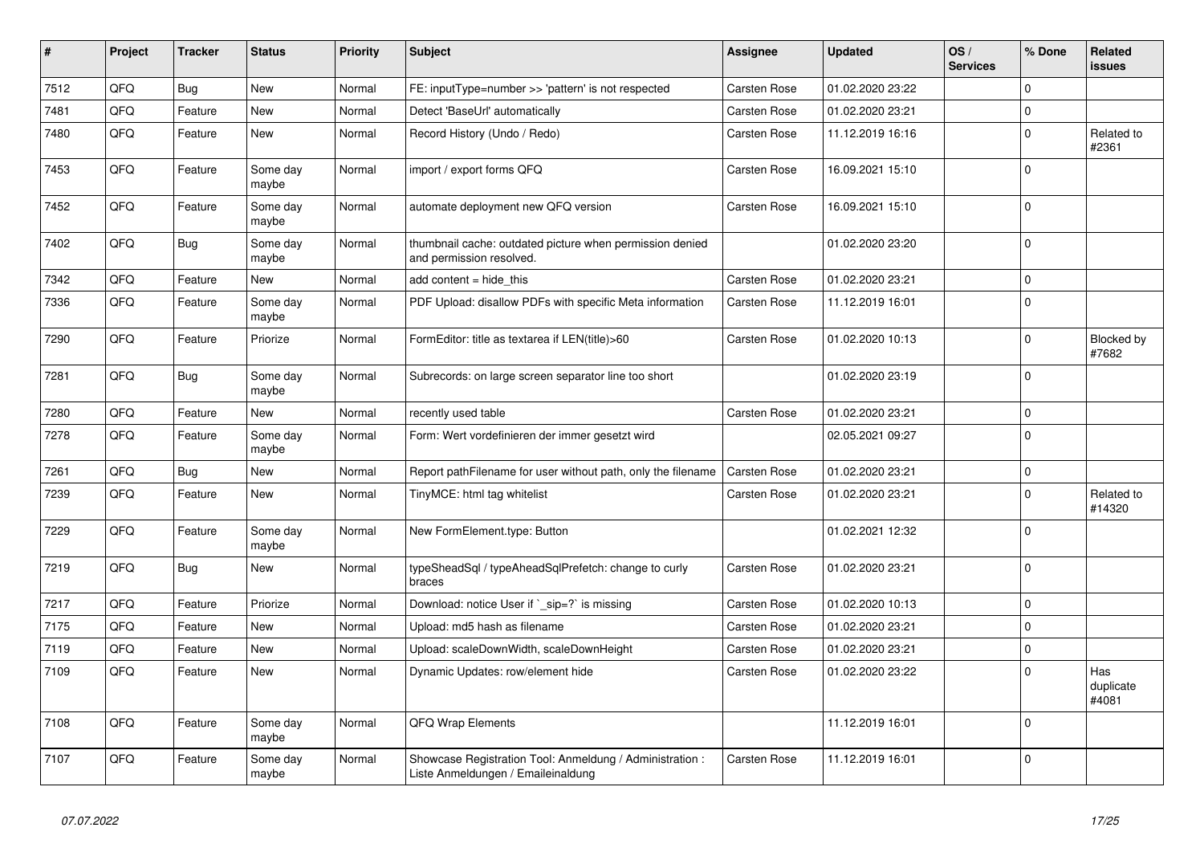| # | Project | Tracker | Status | Priority | Subject | Assignee | Updated | OS / Services | % Done | Related issues |
|---|---|---|---|---|---|---|---|---|---|---|
| 7512 | QFQ | Bug | New | Normal | FE: inputType=number >> 'pattern' is not respected | Carsten Rose | 01.02.2020 23:22 | | 0 | |
| 7481 | QFQ | Feature | New | Normal | Detect 'BaseUrl' automatically | Carsten Rose | 01.02.2020 23:21 | | 0 | |
| 7480 | QFQ | Feature | New | Normal | Record History (Undo / Redo) | Carsten Rose | 11.12.2019 16:16 | | 0 | Related to #2361 |
| 7453 | QFQ | Feature | Some day maybe | Normal | import / export forms QFQ | Carsten Rose | 16.09.2021 15:10 | | 0 | |
| 7452 | QFQ | Feature | Some day maybe | Normal | automate deployment new QFQ version | Carsten Rose | 16.09.2021 15:10 | | 0 | |
| 7402 | QFQ | Bug | Some day maybe | Normal | thumbnail cache: outdated picture when permission denied and permission resolved. | | 01.02.2020 23:20 | | 0 | |
| 7342 | QFQ | Feature | New | Normal | add content = hide_this | Carsten Rose | 01.02.2020 23:21 | | 0 | |
| 7336 | QFQ | Feature | Some day maybe | Normal | PDF Upload: disallow PDFs with specific Meta information | Carsten Rose | 11.12.2019 16:01 | | 0 | |
| 7290 | QFQ | Feature | Priorize | Normal | FormEditor: title as textarea if LEN(title)>60 | Carsten Rose | 01.02.2020 10:13 | | 0 | Blocked by #7682 |
| 7281 | QFQ | Bug | Some day maybe | Normal | Subrecords: on large screen separator line too short | | 01.02.2020 23:19 | | 0 | |
| 7280 | QFQ | Feature | New | Normal | recently used table | Carsten Rose | 01.02.2020 23:21 | | 0 | |
| 7278 | QFQ | Feature | Some day maybe | Normal | Form: Wert vordefinieren der immer gesetzt wird | | 02.05.2021 09:27 | | 0 | |
| 7261 | QFQ | Bug | New | Normal | Report pathFilename for user without path, only the filename | Carsten Rose | 01.02.2020 23:21 | | 0 | |
| 7239 | QFQ | Feature | New | Normal | TinyMCE: html tag whitelist | Carsten Rose | 01.02.2020 23:21 | | 0 | Related to #14320 |
| 7229 | QFQ | Feature | Some day maybe | Normal | New FormElement.type: Button | | 01.02.2021 12:32 | | 0 | |
| 7219 | QFQ | Bug | New | Normal | typeSheadSql / typeAheadSqlPrefetch: change to curly braces | Carsten Rose | 01.02.2020 23:21 | | 0 | |
| 7217 | QFQ | Feature | Priorize | Normal | Download: notice User if `_sip=?` is missing | Carsten Rose | 01.02.2020 10:13 | | 0 | |
| 7175 | QFQ | Feature | New | Normal | Upload: md5 hash as filename | Carsten Rose | 01.02.2020 23:21 | | 0 | |
| 7119 | QFQ | Feature | New | Normal | Upload: scaleDownWidth, scaleDownHeight | Carsten Rose | 01.02.2020 23:21 | | 0 | |
| 7109 | QFQ | Feature | New | Normal | Dynamic Updates: row/element hide | Carsten Rose | 01.02.2020 23:22 | | 0 | Has duplicate #4081 |
| 7108 | QFQ | Feature | Some day maybe | Normal | QFQ Wrap Elements | | 11.12.2019 16:01 | | 0 | |
| 7107 | QFQ | Feature | Some day maybe | Normal | Showcase Registration Tool: Anmeldung / Administration : Liste Anmeldungen / Emaileinaldung | Carsten Rose | 11.12.2019 16:01 | | 0 | |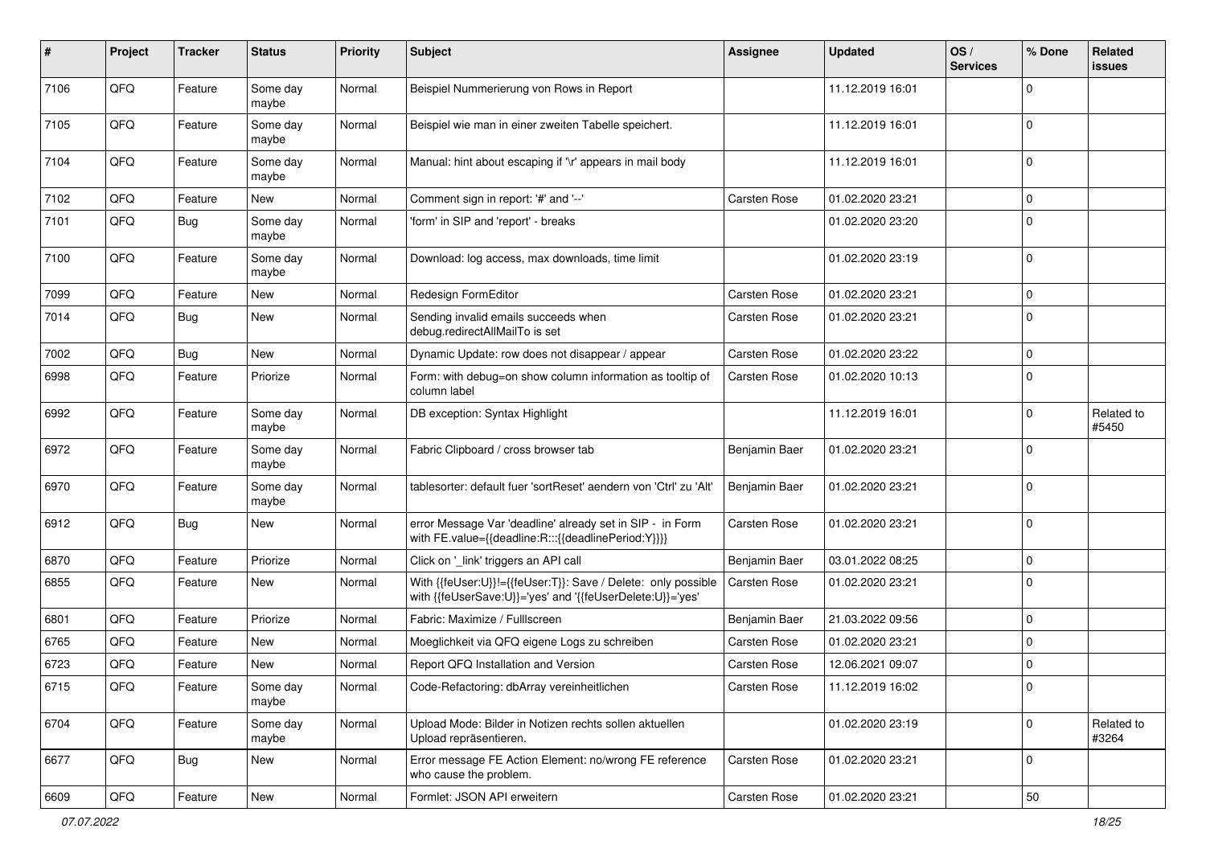| # | Project | Tracker | Status | Priority | Subject | Assignee | Updated | OS / Services | % Done | Related issues |
|---|---|---|---|---|---|---|---|---|---|---|
| 7106 | QFQ | Feature | Some day maybe | Normal | Beispiel Nummerierung von Rows in Report | | 11.12.2019 16:01 | | 0 | |
| 7105 | QFQ | Feature | Some day maybe | Normal | Beispiel wie man in einer zweiten Tabelle speichert. | | 11.12.2019 16:01 | | 0 | |
| 7104 | QFQ | Feature | Some day maybe | Normal | Manual: hint about escaping if '\r' appears in mail body | | 11.12.2019 16:01 | | 0 | |
| 7102 | QFQ | Feature | New | Normal | Comment sign in report: '#' and '--' | Carsten Rose | 01.02.2020 23:21 | | 0 | |
| 7101 | QFQ | Bug | Some day maybe | Normal | 'form' in SIP and 'report' - breaks | | 01.02.2020 23:20 | | 0 | |
| 7100 | QFQ | Feature | Some day maybe | Normal | Download: log access, max downloads, time limit | | 01.02.2020 23:19 | | 0 | |
| 7099 | QFQ | Feature | New | Normal | Redesign FormEditor | Carsten Rose | 01.02.2020 23:21 | | 0 | |
| 7014 | QFQ | Bug | New | Normal | Sending invalid emails succeeds when debug.redirectAllMailTo is set | Carsten Rose | 01.02.2020 23:21 | | 0 | |
| 7002 | QFQ | Bug | New | Normal | Dynamic Update: row does not disappear / appear | Carsten Rose | 01.02.2020 23:22 | | 0 | |
| 6998 | QFQ | Feature | Priorize | Normal | Form: with debug=on show column information as tooltip of column label | Carsten Rose | 01.02.2020 10:13 | | 0 | |
| 6992 | QFQ | Feature | Some day maybe | Normal | DB exception: Syntax Highlight | | 11.12.2019 16:01 | | 0 | Related to #5450 |
| 6972 | QFQ | Feature | Some day maybe | Normal | Fabric Clipboard / cross browser tab | Benjamin Baer | 01.02.2020 23:21 | | 0 | |
| 6970 | QFQ | Feature | Some day maybe | Normal | tablesorter: default fuer 'sortReset' aendern von 'Ctrl' zu 'Alt' | Benjamin Baer | 01.02.2020 23:21 | | 0 | |
| 6912 | QFQ | Bug | New | Normal | error Message Var 'deadline' already set in SIP - in Form with FE.value={{deadline:R:::{{deadlinePeriod:Y}}}} | Carsten Rose | 01.02.2020 23:21 | | 0 | |
| 6870 | QFQ | Feature | Priorize | Normal | Click on '_link' triggers an API call | Benjamin Baer | 03.01.2022 08:25 | | 0 | |
| 6855 | QFQ | Feature | New | Normal | With {{feUser:U}}!={{feUser:T}}: Save / Delete: only possible with {{feUserSave:U}}='yes' and '{{feUserDelete:U}}='yes' | Carsten Rose | 01.02.2020 23:21 | | 0 | |
| 6801 | QFQ | Feature | Priorize | Normal | Fabric: Maximize / Fulllscreen | Benjamin Baer | 21.03.2022 09:56 | | 0 | |
| 6765 | QFQ | Feature | New | Normal | Moeglichkeit via QFQ eigene Logs zu schreiben | Carsten Rose | 01.02.2020 23:21 | | 0 | |
| 6723 | QFQ | Feature | New | Normal | Report QFQ Installation and Version | Carsten Rose | 12.06.2021 09:07 | | 0 | |
| 6715 | QFQ | Feature | Some day maybe | Normal | Code-Refactoring: dbArray vereinheitlichen | Carsten Rose | 11.12.2019 16:02 | | 0 | |
| 6704 | QFQ | Feature | Some day maybe | Normal | Upload Mode: Bilder in Notizen rechts sollen aktuellen Upload repräsentieren. | | 01.02.2020 23:19 | | 0 | Related to #3264 |
| 6677 | QFQ | Bug | New | Normal | Error message FE Action Element: no/wrong FE reference who cause the problem. | Carsten Rose | 01.02.2020 23:21 | | 0 | |
| 6609 | QFQ | Feature | New | Normal | Formlet: JSON API erweitern | Carsten Rose | 01.02.2020 23:21 | | 50 | |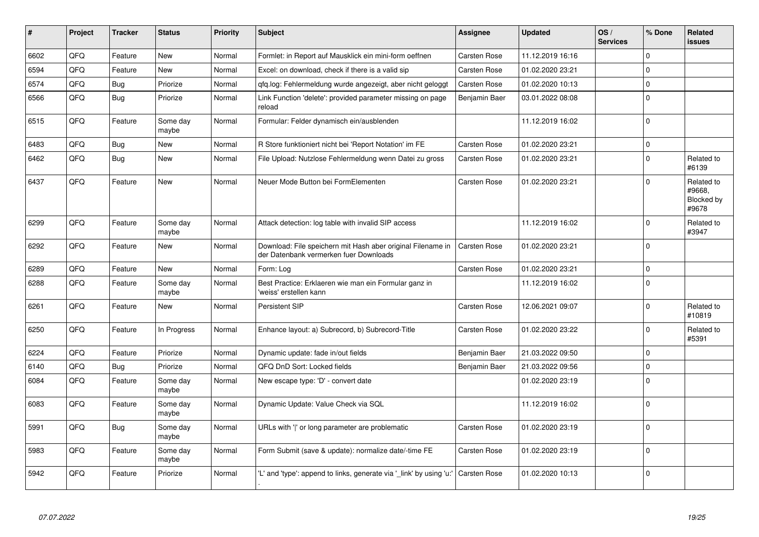| # | Project | Tracker | Status | Priority | Subject | Assignee | Updated | OS / Services | % Done | Related issues |
|---|---|---|---|---|---|---|---|---|---|---|
| 6602 | QFQ | Feature | New | Normal | Formlet: in Report auf Mausklick ein mini-form oeffnen | Carsten Rose | 11.12.2019 16:16 | | 0 | |
| 6594 | QFQ | Feature | New | Normal | Excel: on download, check if there is a valid sip | Carsten Rose | 01.02.2020 23:21 | | 0 | |
| 6574 | QFQ | Bug | Priorize | Normal | qfq.log: Fehlermeldung wurde angezeigt, aber nicht geloggt | Carsten Rose | 01.02.2020 10:13 | | 0 | |
| 6566 | QFQ | Bug | Priorize | Normal | Link Function 'delete': provided parameter missing on page reload | Benjamin Baer | 03.01.2022 08:08 | | 0 | |
| 6515 | QFQ | Feature | Some day maybe | Normal | Formular: Felder dynamisch ein/ausblenden | | 11.12.2019 16:02 | | 0 | |
| 6483 | QFQ | Bug | New | Normal | R Store funktioniert nicht bei 'Report Notation' im FE | Carsten Rose | 01.02.2020 23:21 | | 0 | |
| 6462 | QFQ | Bug | New | Normal | File Upload: Nutzlose Fehlermeldung wenn Datei zu gross | Carsten Rose | 01.02.2020 23:21 | | 0 | Related to #6139 |
| 6437 | QFQ | Feature | New | Normal | Neuer Mode Button bei FormElementen | Carsten Rose | 01.02.2020 23:21 | | 0 | Related to #9668, Blocked by #9678 |
| 6299 | QFQ | Feature | Some day maybe | Normal | Attack detection: log table with invalid SIP access | | 11.12.2019 16:02 | | 0 | Related to #3947 |
| 6292 | QFQ | Feature | New | Normal | Download: File speichern mit Hash aber original Filename in der Datenbank vermerken fuer Downloads | Carsten Rose | 01.02.2020 23:21 | | 0 | |
| 6289 | QFQ | Feature | New | Normal | Form: Log | Carsten Rose | 01.02.2020 23:21 | | 0 | |
| 6288 | QFQ | Feature | Some day maybe | Normal | Best Practice: Erklaeren wie man ein Formular ganz in 'weiss' erstellen kann | | 11.12.2019 16:02 | | 0 | |
| 6261 | QFQ | Feature | New | Normal | Persistent SIP | Carsten Rose | 12.06.2021 09:07 | | 0 | Related to #10819 |
| 6250 | QFQ | Feature | In Progress | Normal | Enhance layout: a) Subrecord, b) Subrecord-Title | Carsten Rose | 01.02.2020 23:22 | | 0 | Related to #5391 |
| 6224 | QFQ | Feature | Priorize | Normal | Dynamic update: fade in/out fields | Benjamin Baer | 21.03.2022 09:50 | | 0 | |
| 6140 | QFQ | Bug | Priorize | Normal | QFQ DnD Sort: Locked fields | Benjamin Baer | 21.03.2022 09:56 | | 0 | |
| 6084 | QFQ | Feature | Some day maybe | Normal | New escape type: 'D' - convert date | | 01.02.2020 23:19 | | 0 | |
| 6083 | QFQ | Feature | Some day maybe | Normal | Dynamic Update: Value Check via SQL | | 11.12.2019 16:02 | | 0 | |
| 5991 | QFQ | Bug | Some day maybe | Normal | URLs with ' ' or long parameter are problematic | Carsten Rose | 01.02.2020 23:19 | | 0 | |
| 5983 | QFQ | Feature | Some day maybe | Normal | Form Submit (save & update): normalize date/-time FE | Carsten Rose | 01.02.2020 23:19 | | 0 | |
| 5942 | QFQ | Feature | Priorize | Normal | 'L' and 'type': append to links, generate via '_link' by using 'u:' . | Carsten Rose | 01.02.2020 10:13 | | 0 | |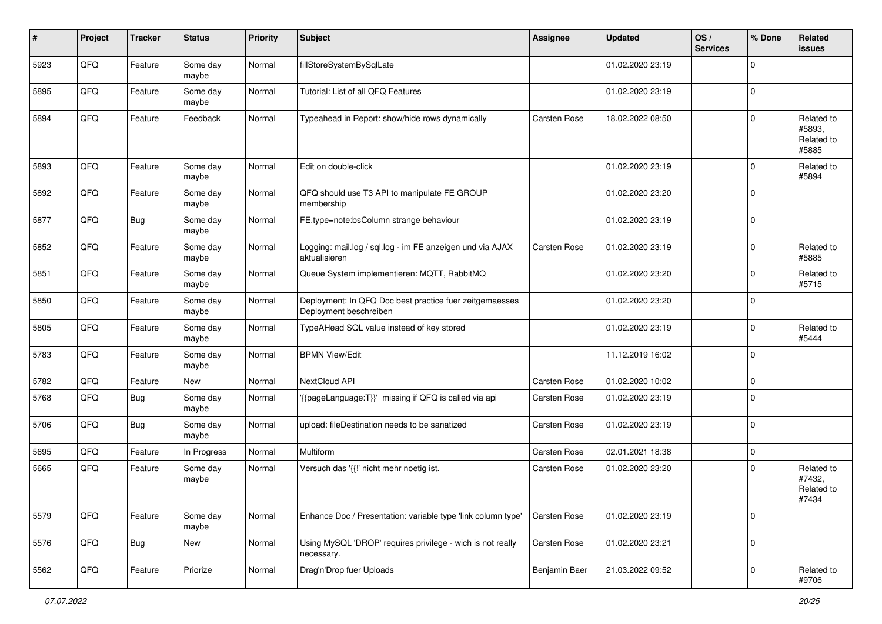| # | Project | Tracker | Status | Priority | Subject | Assignee | Updated | OS / Services | % Done | Related issues |
|---|---|---|---|---|---|---|---|---|---|---|
| 5923 | QFQ | Feature | Some day maybe | Normal | fillStoreSystemBySqlLate | | 01.02.2020 23:19 | | 0 | |
| 5895 | QFQ | Feature | Some day maybe | Normal | Tutorial: List of all QFQ Features | | 01.02.2020 23:19 | | 0 | |
| 5894 | QFQ | Feature | Feedback | Normal | Typeahead in Report: show/hide rows dynamically | Carsten Rose | 18.02.2022 08:50 | | 0 | Related to #5893, Related to #5885 |
| 5893 | QFQ | Feature | Some day maybe | Normal | Edit on double-click | | 01.02.2020 23:19 | | 0 | Related to #5894 |
| 5892 | QFQ | Feature | Some day maybe | Normal | QFQ should use T3 API to manipulate FE GROUP membership | | 01.02.2020 23:20 | | 0 | |
| 5877 | QFQ | Bug | Some day maybe | Normal | FE.type=note:bsColumn strange behaviour | | 01.02.2020 23:19 | | 0 | |
| 5852 | QFQ | Feature | Some day maybe | Normal | Logging: mail.log / sql.log - im FE anzeigen und via AJAX aktualisieren | Carsten Rose | 01.02.2020 23:19 | | 0 | Related to #5885 |
| 5851 | QFQ | Feature | Some day maybe | Normal | Queue System implementieren: MQTT, RabbitMQ | | 01.02.2020 23:20 | | 0 | Related to #5715 |
| 5850 | QFQ | Feature | Some day maybe | Normal | Deployment: In QFQ Doc best practice fuer zeitgemaesses Deployment beschreiben | | 01.02.2020 23:20 | | 0 | |
| 5805 | QFQ | Feature | Some day maybe | Normal | TypeAHead SQL value instead of key stored | | 01.02.2020 23:19 | | 0 | Related to #5444 |
| 5783 | QFQ | Feature | Some day maybe | Normal | BPMN View/Edit | | 11.12.2019 16:02 | | 0 | |
| 5782 | QFQ | Feature | New | Normal | NextCloud API | Carsten Rose | 01.02.2020 10:02 | | 0 | |
| 5768 | QFQ | Bug | Some day maybe | Normal | '{{pageLanguage:T}}' missing if QFQ is called via api | Carsten Rose | 01.02.2020 23:19 | | 0 | |
| 5706 | QFQ | Bug | Some day maybe | Normal | upload: fileDestination needs to be sanatized | Carsten Rose | 01.02.2020 23:19 | | 0 | |
| 5695 | QFQ | Feature | In Progress | Normal | Multiform | Carsten Rose | 02.01.2021 18:38 | | 0 | |
| 5665 | QFQ | Feature | Some day maybe | Normal | Versuch das '{{!' nicht mehr noetig ist. | Carsten Rose | 01.02.2020 23:20 | | 0 | Related to #7432, Related to #7434 |
| 5579 | QFQ | Feature | Some day maybe | Normal | Enhance Doc / Presentation: variable type 'link column type' | Carsten Rose | 01.02.2020 23:19 | | 0 | |
| 5576 | QFQ | Bug | New | Normal | Using MySQL 'DROP' requires privilege - wich is not really necessary. | Carsten Rose | 01.02.2020 23:21 | | 0 | |
| 5562 | QFQ | Feature | Priorize | Normal | Drag'n'Drop fuer Uploads | Benjamin Baer | 21.03.2022 09:52 | | 0 | Related to #9706 |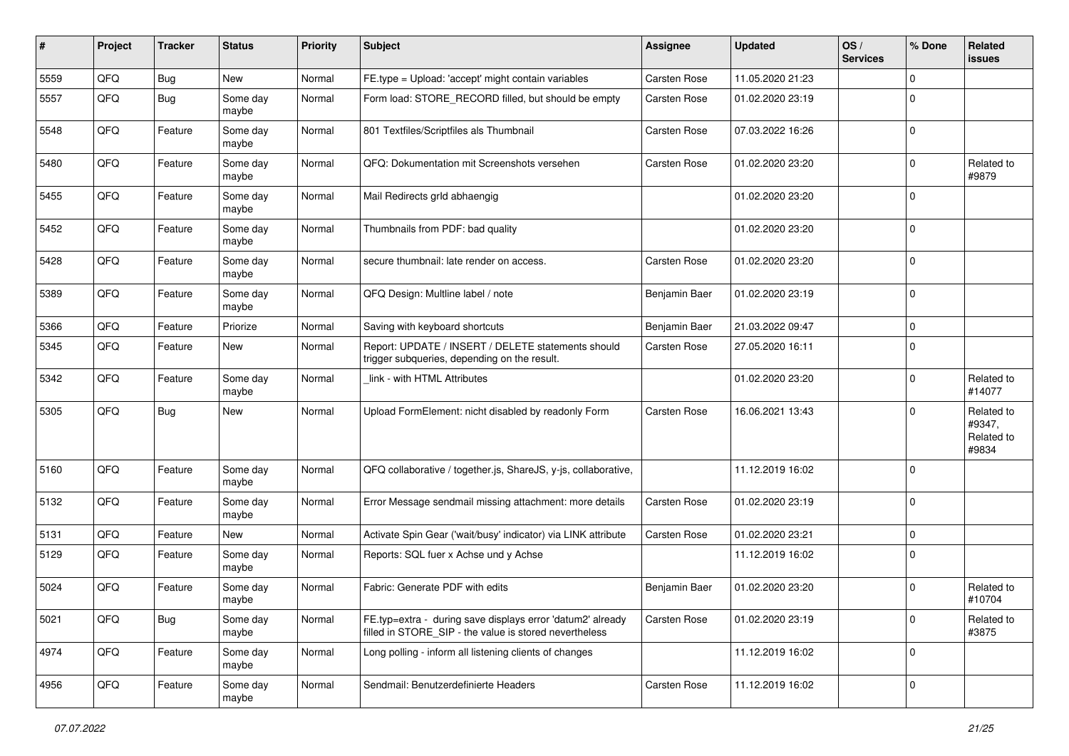| # | Project | Tracker | Status | Priority | Subject | Assignee | Updated | OS / Services | % Done | Related issues |
|---|---|---|---|---|---|---|---|---|---|---|
| 5559 | QFQ | Bug | New | Normal | FE.type = Upload: 'accept' might contain variables | Carsten Rose | 11.05.2020 21:23 | | 0 | |
| 5557 | QFQ | Bug | Some day maybe | Normal | Form load: STORE_RECORD filled, but should be empty | Carsten Rose | 01.02.2020 23:19 | | 0 | |
| 5548 | QFQ | Feature | Some day maybe | Normal | 801 Textfiles/Scriptfiles als Thumbnail | Carsten Rose | 07.03.2022 16:26 | | 0 | |
| 5480 | QFQ | Feature | Some day maybe | Normal | QFQ: Dokumentation mit Screenshots versehen | Carsten Rose | 01.02.2020 23:20 | | 0 | Related to #9879 |
| 5455 | QFQ | Feature | Some day maybe | Normal | Mail Redirects grId abhaengig | | 01.02.2020 23:20 | | 0 | |
| 5452 | QFQ | Feature | Some day maybe | Normal | Thumbnails from PDF: bad quality | | 01.02.2020 23:20 | | 0 | |
| 5428 | QFQ | Feature | Some day maybe | Normal | secure thumbnail: late render on access. | Carsten Rose | 01.02.2020 23:20 | | 0 | |
| 5389 | QFQ | Feature | Some day maybe | Normal | QFQ Design: Multline label / note | Benjamin Baer | 01.02.2020 23:19 | | 0 | |
| 5366 | QFQ | Feature | Priorize | Normal | Saving with keyboard shortcuts | Benjamin Baer | 21.03.2022 09:47 | | 0 | |
| 5345 | QFQ | Feature | New | Normal | Report: UPDATE / INSERT / DELETE statements should trigger subqueries, depending on the result. | Carsten Rose | 27.05.2020 16:11 | | 0 | |
| 5342 | QFQ | Feature | Some day maybe | Normal | _link - with HTML Attributes | | 01.02.2020 23:20 | | 0 | Related to #14077 |
| 5305 | QFQ | Bug | New | Normal | Upload FormElement: nicht disabled by readonly Form | Carsten Rose | 16.06.2021 13:43 | | 0 | Related to #9347, Related to #9834 |
| 5160 | QFQ | Feature | Some day maybe | Normal | QFQ collaborative / together.js, ShareJS, y-js, collaborative, | | 11.12.2019 16:02 | | 0 | |
| 5132 | QFQ | Feature | Some day maybe | Normal | Error Message sendmail missing attachment: more details | Carsten Rose | 01.02.2020 23:19 | | 0 | |
| 5131 | QFQ | Feature | New | Normal | Activate Spin Gear ('wait/busy' indicator) via LINK attribute | Carsten Rose | 01.02.2020 23:21 | | 0 | |
| 5129 | QFQ | Feature | Some day maybe | Normal | Reports: SQL fuer x Achse und y Achse | | 11.12.2019 16:02 | | 0 | |
| 5024 | QFQ | Feature | Some day maybe | Normal | Fabric: Generate PDF with edits | Benjamin Baer | 01.02.2020 23:20 | | 0 | Related to #10704 |
| 5021 | QFQ | Bug | Some day maybe | Normal | FE.typ=extra - during save displays error 'datum2' already filled in STORE_SIP - the value is stored nevertheless | Carsten Rose | 01.02.2020 23:19 | | 0 | Related to #3875 |
| 4974 | QFQ | Feature | Some day maybe | Normal | Long polling - inform all listening clients of changes | | 11.12.2019 16:02 | | 0 | |
| 4956 | QFQ | Feature | Some day maybe | Normal | Sendmail: Benutzerdefinierte Headers | Carsten Rose | 11.12.2019 16:02 | | 0 | |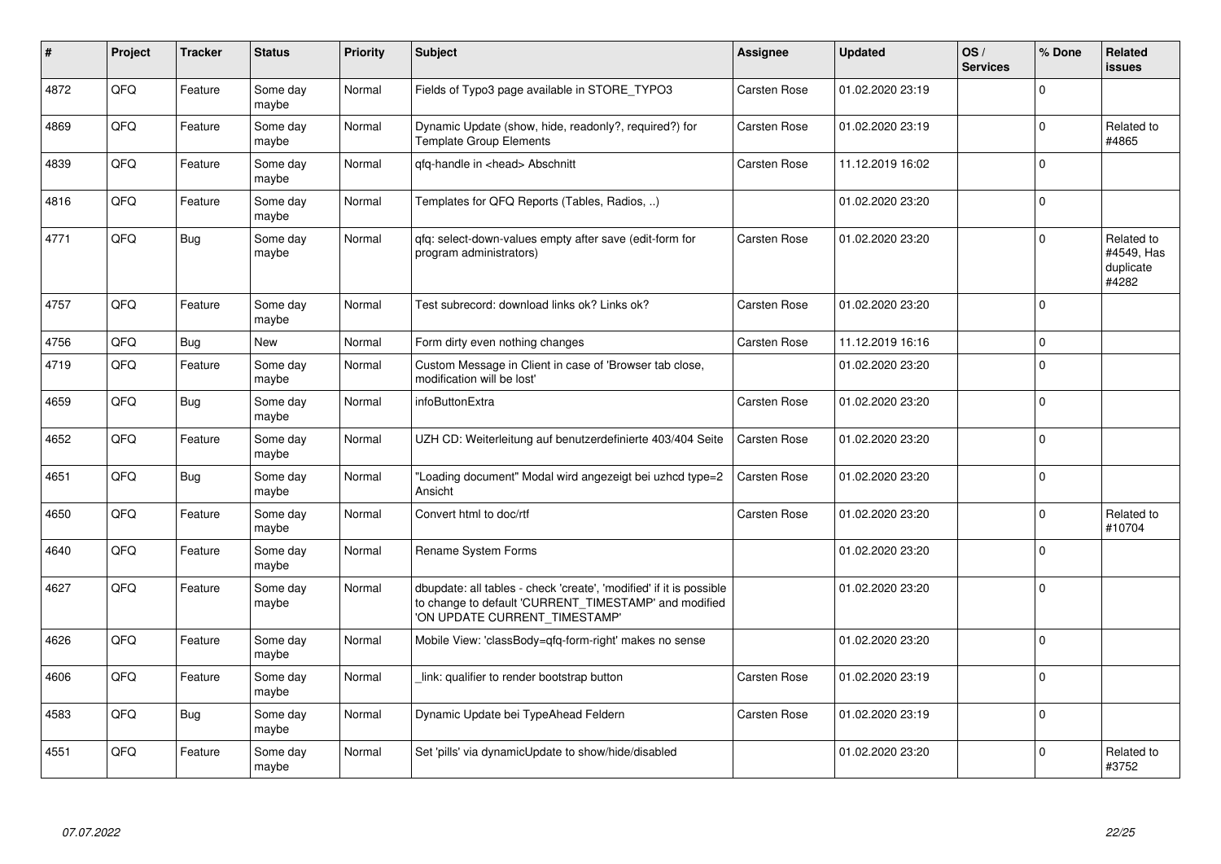| # | Project | Tracker | Status | Priority | Subject | Assignee | Updated | OS / Services | % Done | Related issues |
|---|---|---|---|---|---|---|---|---|---|---|
| 4872 | QFQ | Feature | Some day maybe | Normal | Fields of Typo3 page available in STORE_TYPO3 | Carsten Rose | 01.02.2020 23:19 | | 0 | |
| 4869 | QFQ | Feature | Some day maybe | Normal | Dynamic Update (show, hide, readonly?, required?) for Template Group Elements | Carsten Rose | 01.02.2020 23:19 | | 0 | Related to #4865 |
| 4839 | QFQ | Feature | Some day maybe | Normal | qfq-handle in <head> Abschnitt | Carsten Rose | 11.12.2019 16:02 | | 0 | |
| 4816 | QFQ | Feature | Some day maybe | Normal | Templates for QFQ Reports (Tables, Radios, ..) | | 01.02.2020 23:20 | | 0 | |
| 4771 | QFQ | Bug | Some day maybe | Normal | qfq: select-down-values empty after save (edit-form for program administrators) | Carsten Rose | 01.02.2020 23:20 | | 0 | Related to #4549, Has duplicate #4282 |
| 4757 | QFQ | Feature | Some day maybe | Normal | Test subrecord: download links ok? Links ok? | Carsten Rose | 01.02.2020 23:20 | | 0 | |
| 4756 | QFQ | Bug | New | Normal | Form dirty even nothing changes | Carsten Rose | 11.12.2019 16:16 | | 0 | |
| 4719 | QFQ | Feature | Some day maybe | Normal | Custom Message in Client in case of 'Browser tab close, modification will be lost' | | 01.02.2020 23:20 | | 0 | |
| 4659 | QFQ | Bug | Some day maybe | Normal | infoButtonExtra | Carsten Rose | 01.02.2020 23:20 | | 0 | |
| 4652 | QFQ | Feature | Some day maybe | Normal | UZH CD: Weiterleitung auf benutzerdefinierte 403/404 Seite | Carsten Rose | 01.02.2020 23:20 | | 0 | |
| 4651 | QFQ | Bug | Some day maybe | Normal | "Loading document" Modal wird angezeigt bei uzhcd type=2 Ansicht | Carsten Rose | 01.02.2020 23:20 | | 0 | |
| 4650 | QFQ | Feature | Some day maybe | Normal | Convert html to doc/rtf | Carsten Rose | 01.02.2020 23:20 | | 0 | Related to #10704 |
| 4640 | QFQ | Feature | Some day maybe | Normal | Rename System Forms | | 01.02.2020 23:20 | | 0 | |
| 4627 | QFQ | Feature | Some day maybe | Normal | dbupdate: all tables - check 'create', 'modified' if it is possible to change to default 'CURRENT_TIMESTAMP' and modified 'ON UPDATE CURRENT_TIMESTAMP' | | 01.02.2020 23:20 | | 0 | |
| 4626 | QFQ | Feature | Some day maybe | Normal | Mobile View: 'classBody=qfq-form-right' makes no sense | | 01.02.2020 23:20 | | 0 | |
| 4606 | QFQ | Feature | Some day maybe | Normal | _link: qualifier to render bootstrap button | Carsten Rose | 01.02.2020 23:19 | | 0 | |
| 4583 | QFQ | Bug | Some day maybe | Normal | Dynamic Update bei TypeAhead Feldern | Carsten Rose | 01.02.2020 23:19 | | 0 | |
| 4551 | QFQ | Feature | Some day maybe | Normal | Set 'pills' via dynamicUpdate to show/hide/disabled | | 01.02.2020 23:20 | | 0 | Related to #3752 |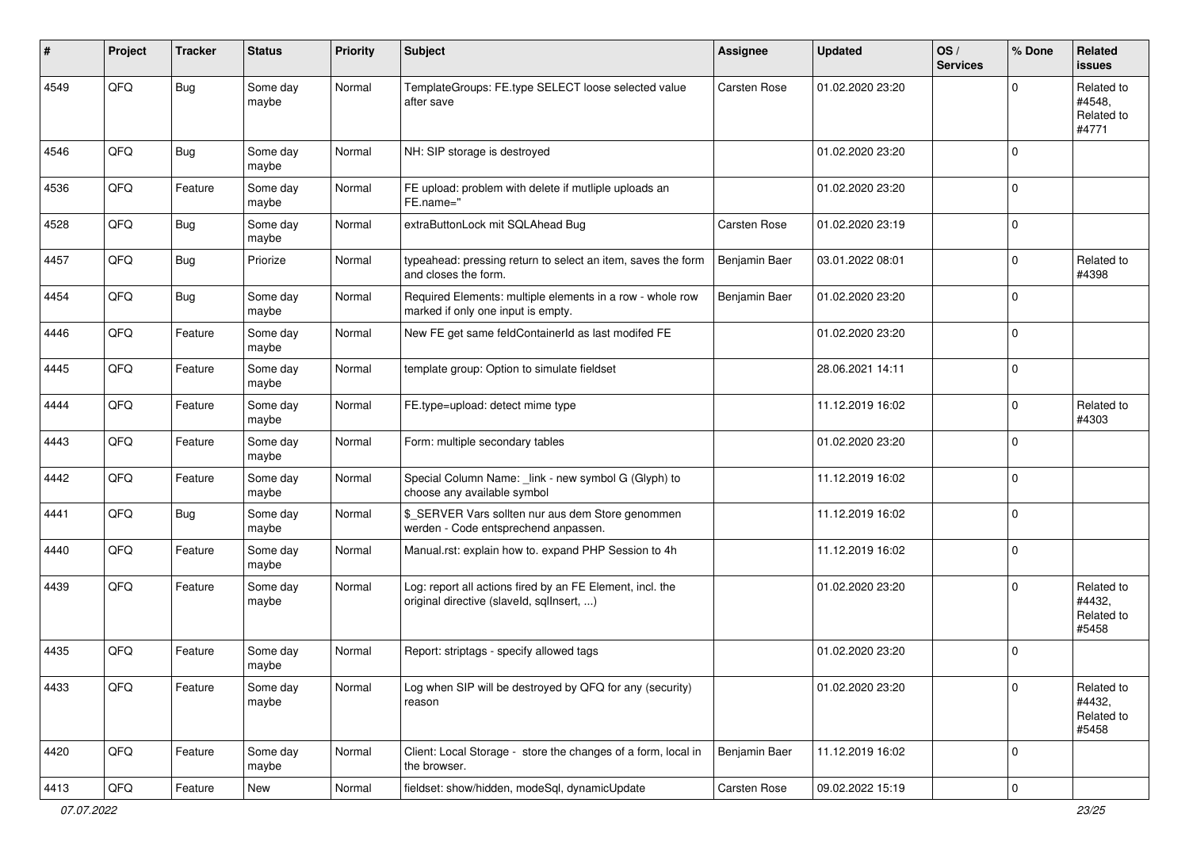| # | Project | Tracker | Status | Priority | Subject | Assignee | Updated | OS / Services | % Done | Related issues |
|---|---|---|---|---|---|---|---|---|---|---|
| 4549 | QFQ | Bug | Some day maybe | Normal | TemplateGroups: FE.type SELECT loose selected value after save | Carsten Rose | 01.02.2020 23:20 | | 0 | Related to #4548, Related to #4771 |
| 4546 | QFQ | Bug | Some day maybe | Normal | NH: SIP storage is destroyed | | 01.02.2020 23:20 | | 0 | |
| 4536 | QFQ | Feature | Some day maybe | Normal | FE upload: problem with delete if mutliple uploads an FE.name=" | | 01.02.2020 23:20 | | 0 | |
| 4528 | QFQ | Bug | Some day maybe | Normal | extraButtonLock mit SQLAhead Bug | Carsten Rose | 01.02.2020 23:19 | | 0 | |
| 4457 | QFQ | Bug | Priorize | Normal | typeahead: pressing return to select an item, saves the form and closes the form. | Benjamin Baer | 03.01.2022 08:01 | | 0 | Related to #4398 |
| 4454 | QFQ | Bug | Some day maybe | Normal | Required Elements: multiple elements in a row - whole row marked if only one input is empty. | Benjamin Baer | 01.02.2020 23:20 | | 0 | |
| 4446 | QFQ | Feature | Some day maybe | Normal | New FE get same feldContainerId as last modifed FE | | 01.02.2020 23:20 | | 0 | |
| 4445 | QFQ | Feature | Some day maybe | Normal | template group: Option to simulate fieldset | | 28.06.2021 14:11 | | 0 | |
| 4444 | QFQ | Feature | Some day maybe | Normal | FE.type=upload: detect mime type | | 11.12.2019 16:02 | | 0 | Related to #4303 |
| 4443 | QFQ | Feature | Some day maybe | Normal | Form: multiple secondary tables | | 01.02.2020 23:20 | | 0 | |
| 4442 | QFQ | Feature | Some day maybe | Normal | Special Column Name: _link - new symbol G (Glyph) to choose any available symbol | | 11.12.2019 16:02 | | 0 | |
| 4441 | QFQ | Bug | Some day maybe | Normal | $_SERVER Vars sollten nur aus dem Store genommen werden - Code entsprechend anpassen. | | 11.12.2019 16:02 | | 0 | |
| 4440 | QFQ | Feature | Some day maybe | Normal | Manual.rst: explain how to. expand PHP Session to 4h | | 11.12.2019 16:02 | | 0 | |
| 4439 | QFQ | Feature | Some day maybe | Normal | Log: report all actions fired by an FE Element, incl. the original directive (slaveId, sqlInsert, ...) | | 01.02.2020 23:20 | | 0 | Related to #4432, Related to #5458 |
| 4435 | QFQ | Feature | Some day maybe | Normal | Report: striptags - specify allowed tags | | 01.02.2020 23:20 | | 0 | |
| 4433 | QFQ | Feature | Some day maybe | Normal | Log when SIP will be destroyed by QFQ for any (security) reason | | 01.02.2020 23:20 | | 0 | Related to #4432, Related to #5458 |
| 4420 | QFQ | Feature | Some day maybe | Normal | Client: Local Storage - store the changes of a form, local in the browser. | Benjamin Baer | 11.12.2019 16:02 | | 0 | |
| 4413 | QFQ | Feature | New | Normal | fieldset: show/hidden, modeSql, dynamicUpdate | Carsten Rose | 09.02.2022 15:19 | | 0 | |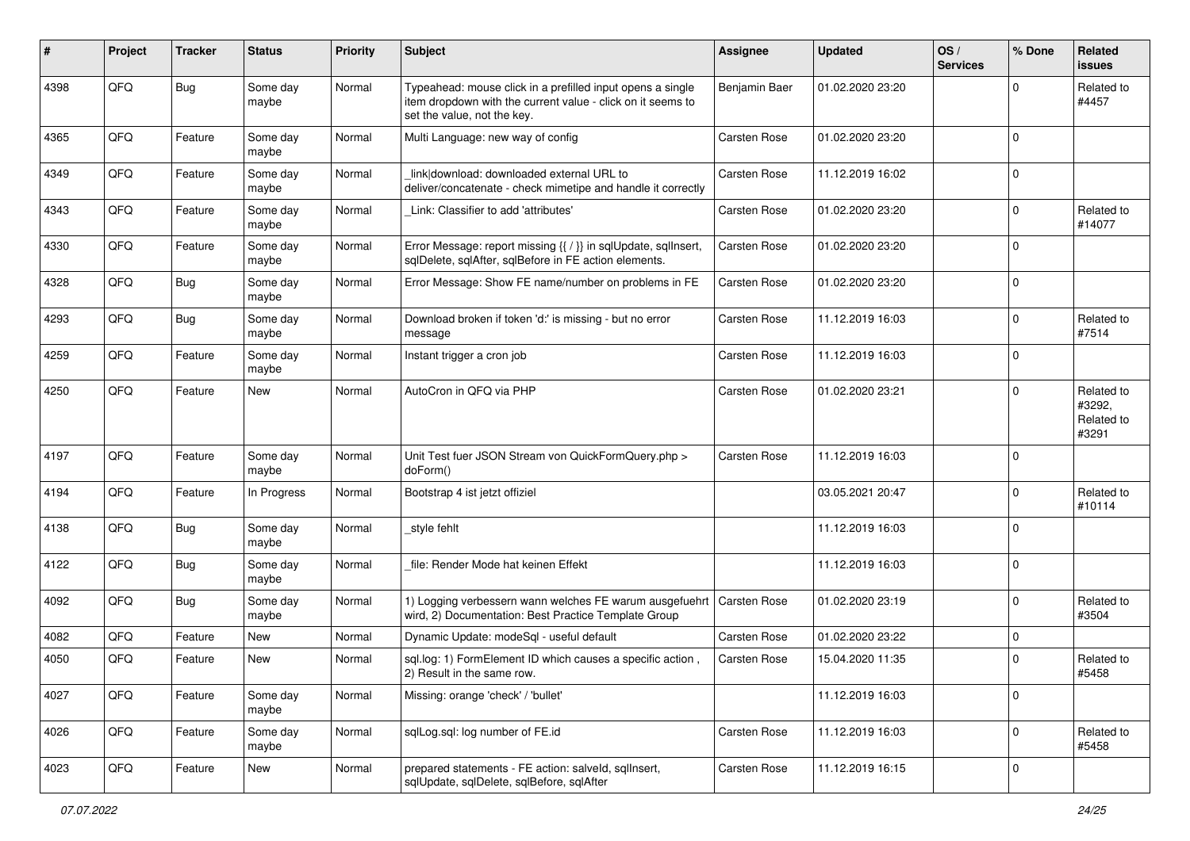| # | Project | Tracker | Status | Priority | Subject | Assignee | Updated | OS / Services | % Done | Related issues |
|---|---|---|---|---|---|---|---|---|---|---|
| 4398 | QFO | Bug | Some day maybe | Normal | Typeahead: mouse click in a prefilled input opens a single item dropdown with the current value - click on it seems to set the value, not the key. | Benjamin Baer | 01.02.2020 23:20 | | 0 | Related to #4457 |
| 4365 | QFQ | Feature | Some day maybe | Normal | Multi Language: new way of config | Carsten Rose | 01.02.2020 23:20 | | 0 | |
| 4349 | QFQ | Feature | Some day maybe | Normal | _link\|download: downloaded external URL to deliver/concatenate - check mimetipe and handle it correctly | Carsten Rose | 11.12.2019 16:02 | | 0 | |
| 4343 | QFQ | Feature | Some day maybe | Normal | _Link: Classifier to add 'attributes' | Carsten Rose | 01.02.2020 23:20 | | 0 | Related to #14077 |
| 4330 | QFQ | Feature | Some day maybe | Normal | Error Message: report missing {{ / }} in sqlUpdate, sqlInsert, sqlDelete, sqlAfter, sqlBefore in FE action elements. | Carsten Rose | 01.02.2020 23:20 | | 0 | |
| 4328 | QFQ | Bug | Some day maybe | Normal | Error Message: Show FE name/number on problems in FE | Carsten Rose | 01.02.2020 23:20 | | 0 | |
| 4293 | QFQ | Bug | Some day maybe | Normal | Download broken if token 'd:' is missing - but no error message | Carsten Rose | 11.12.2019 16:03 | | 0 | Related to #7514 |
| 4259 | QFQ | Feature | Some day maybe | Normal | Instant trigger a cron job | Carsten Rose | 11.12.2019 16:03 | | 0 | |
| 4250 | QFQ | Feature | New | Normal | AutoCron in QFQ via PHP | Carsten Rose | 01.02.2020 23:21 | | 0 | Related to #3292, Related to #3291 |
| 4197 | QFQ | Feature | Some day maybe | Normal | Unit Test fuer JSON Stream von QuickFormQuery.php > doForm() | Carsten Rose | 11.12.2019 16:03 | | 0 | |
| 4194 | QFQ | Feature | In Progress | Normal | Bootstrap 4 ist jetzt offiziel | | 03.05.2021 20:47 | | 0 | Related to #10114 |
| 4138 | QFQ | Bug | Some day maybe | Normal | _style fehlt | | 11.12.2019 16:03 | | 0 | |
| 4122 | QFQ | Bug | Some day maybe | Normal | _file: Render Mode hat keinen Effekt | | 11.12.2019 16:03 | | 0 | |
| 4092 | QFQ | Bug | Some day maybe | Normal | 1) Logging verbessern wann welches FE warum ausgefuehrt wird, 2) Documentation: Best Practice Template Group | Carsten Rose | 01.02.2020 23:19 | | 0 | Related to #3504 |
| 4082 | QFQ | Feature | New | Normal | Dynamic Update: modeSql - useful default | Carsten Rose | 01.02.2020 23:22 | | 0 | |
| 4050 | QFQ | Feature | New | Normal | sql.log: 1) FormElement ID which causes a specific action , 2) Result in the same row. | Carsten Rose | 15.04.2020 11:35 | | 0 | Related to #5458 |
| 4027 | QFQ | Feature | Some day maybe | Normal | Missing: orange 'check' / 'bullet' | | 11.12.2019 16:03 | | 0 | |
| 4026 | QFQ | Feature | Some day maybe | Normal | sqlLog.sql: log number of FE.id | Carsten Rose | 11.12.2019 16:03 | | 0 | Related to #5458 |
| 4023 | QFQ | Feature | New | Normal | prepared statements - FE action: salveld, sqlInsert, sqlUpdate, sqlDelete, sqlBefore, sqlAfter | Carsten Rose | 11.12.2019 16:15 | | 0 | |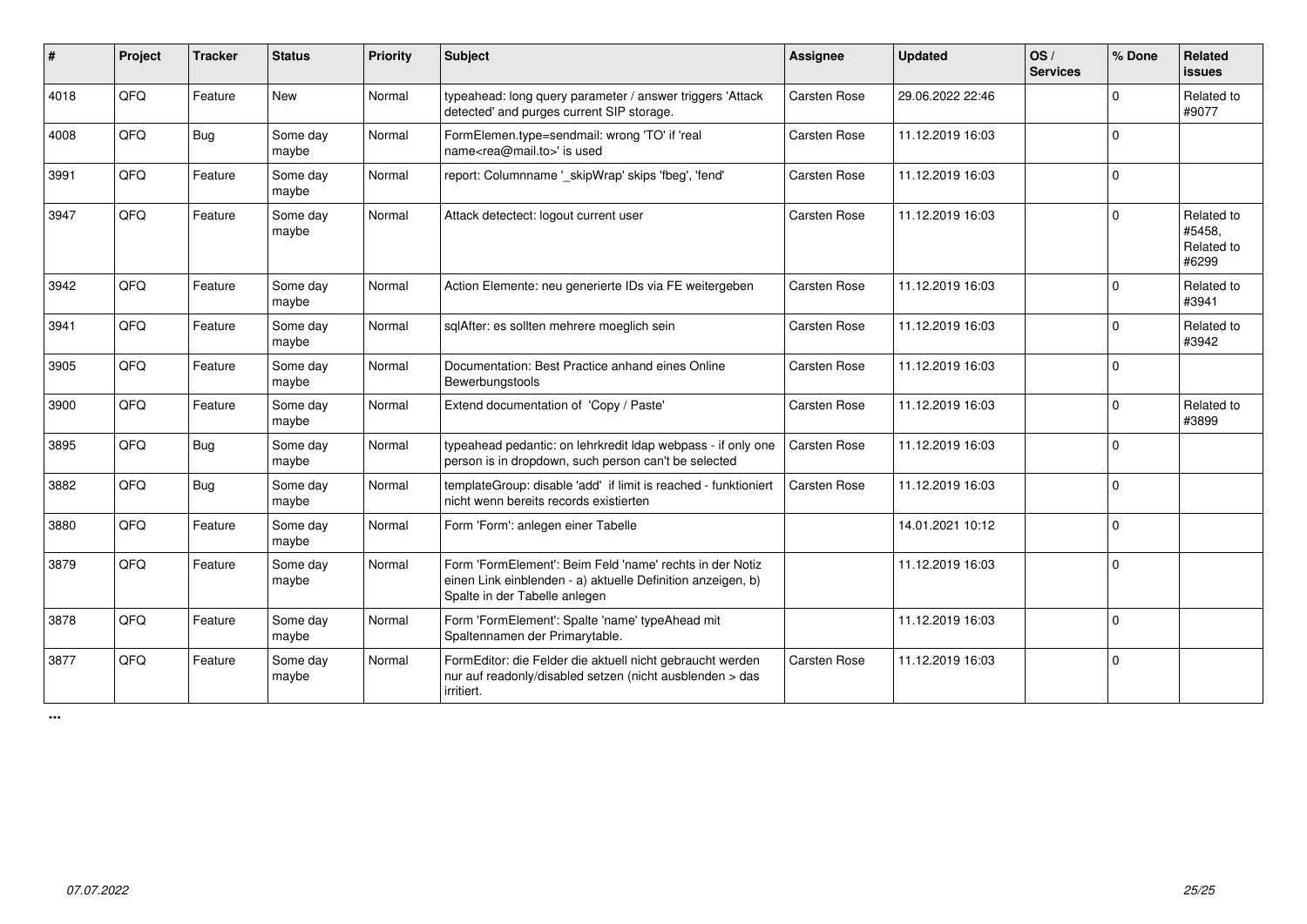| # | Project | Tracker | Status | Priority | Subject | Assignee | Updated | OS / Services | % Done | Related issues |
|---|---|---|---|---|---|---|---|---|---|---|
| 4018 | QFQ | Feature | New | Normal | typeahead: long query parameter / answer triggers 'Attack detected' and purges current SIP storage. | Carsten Rose | 29.06.2022 22:46 | | 0 | Related to #9077 |
| 4008 | QFQ | Bug | Some day maybe | Normal | FormElemen.type=sendmail: wrong 'TO' if 'real name<rea@mail.to>' is used | Carsten Rose | 11.12.2019 16:03 | | 0 | |
| 3991 | QFQ | Feature | Some day maybe | Normal | report: Columnname '_skipWrap' skips 'fbeg', 'fend' | Carsten Rose | 11.12.2019 16:03 | | 0 | |
| 3947 | QFQ | Feature | Some day maybe | Normal | Attack detectect: logout current user | Carsten Rose | 11.12.2019 16:03 | | 0 | Related to #5458, Related to #6299 |
| 3942 | QFQ | Feature | Some day maybe | Normal | Action Elemente: neu generierte IDs via FE weitergeben | Carsten Rose | 11.12.2019 16:03 | | 0 | Related to #3941 |
| 3941 | QFQ | Feature | Some day maybe | Normal | sqlAfter: es sollten mehrere moeglich sein | Carsten Rose | 11.12.2019 16:03 | | 0 | Related to #3942 |
| 3905 | QFQ | Feature | Some day maybe | Normal | Documentation: Best Practice anhand eines Online Bewerbungstools | Carsten Rose | 11.12.2019 16:03 | | 0 | |
| 3900 | QFQ | Feature | Some day maybe | Normal | Extend documentation of 'Copy / Paste' | Carsten Rose | 11.12.2019 16:03 | | 0 | Related to #3899 |
| 3895 | QFQ | Bug | Some day maybe | Normal | typeahead pedantic: on lehrkredit ldap webpass - if only one person is in dropdown, such person can't be selected | Carsten Rose | 11.12.2019 16:03 | | 0 | |
| 3882 | QFQ | Bug | Some day maybe | Normal | templateGroup: disable 'add' if limit is reached - funktioniert nicht wenn bereits records existierten | Carsten Rose | 11.12.2019 16:03 | | 0 | |
| 3880 | QFQ | Feature | Some day maybe | Normal | Form 'Form': anlegen einer Tabelle | | 14.01.2021 10:12 | | 0 | |
| 3879 | QFQ | Feature | Some day maybe | Normal | Form 'FormElement': Beim Feld 'name' rechts in der Notiz einen Link einblenden - a) aktuelle Definition anzeigen, b) Spalte in der Tabelle anlegen | | 11.12.2019 16:03 | | 0 | |
| 3878 | QFQ | Feature | Some day maybe | Normal | Form 'FormElement': Spalte 'name' typeAhead mit Spaltennamen der Primarytable. | | 11.12.2019 16:03 | | 0 | |
| 3877 | QFQ | Feature | Some day maybe | Normal | FormEditor: die Felder die aktuell nicht gebraucht werden nur auf readonly/disabled setzen (nicht ausblenden > das irritiert. | Carsten Rose | 11.12.2019 16:03 | | 0 | |

...